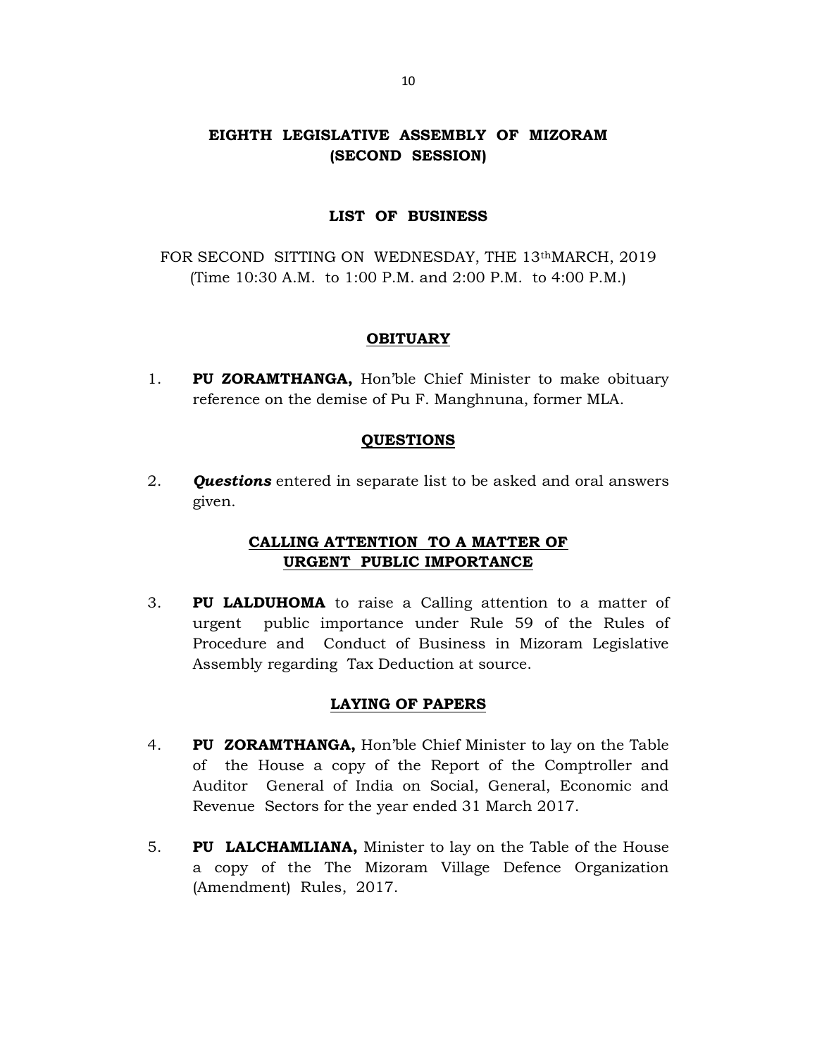# EIGHTH LEGISLATIVE ASSEMBLY OF MIZORAM
## (SECOND SESSION)

### LIST OF BUSINESS

FOR SECOND SITTING ON WEDNESDAY, THE 13th MARCH, 2019
(Time 10:30 A.M. to 1:00 P.M. and 2:00 P.M. to 4:00 P.M.)

### OBITUARY

1. **PU ZORAMTHANGA,** Hon'ble Chief Minister to make obituary reference on the demise of Pu F. Manghnuna, former MLA.

### QUESTIONS

2. ***Questions*** entered in separate list to be asked and oral answers given.

### CALLING ATTENTION TO A MATTER OF URGENT PUBLIC IMPORTANCE

3. **PU LALDUHOMA** to raise a Calling attention to a matter of urgent public importance under Rule 59 of the Rules of Procedure and Conduct of Business in Mizoram Legislative Assembly regarding Tax Deduction at source.

### LAYING OF PAPERS

4. **PU ZORAMTHANGA,** Hon'ble Chief Minister to lay on the Table of the House a copy of the Report of the Comptroller and Auditor General of India on Social, General, Economic and Revenue Sectors for the year ended 31 March 2017.

5. **PU LALCHAMLIANA,** Minister to lay on the Table of the House a copy of the The Mizoram Village Defence Organization (Amendment) Rules, 2017.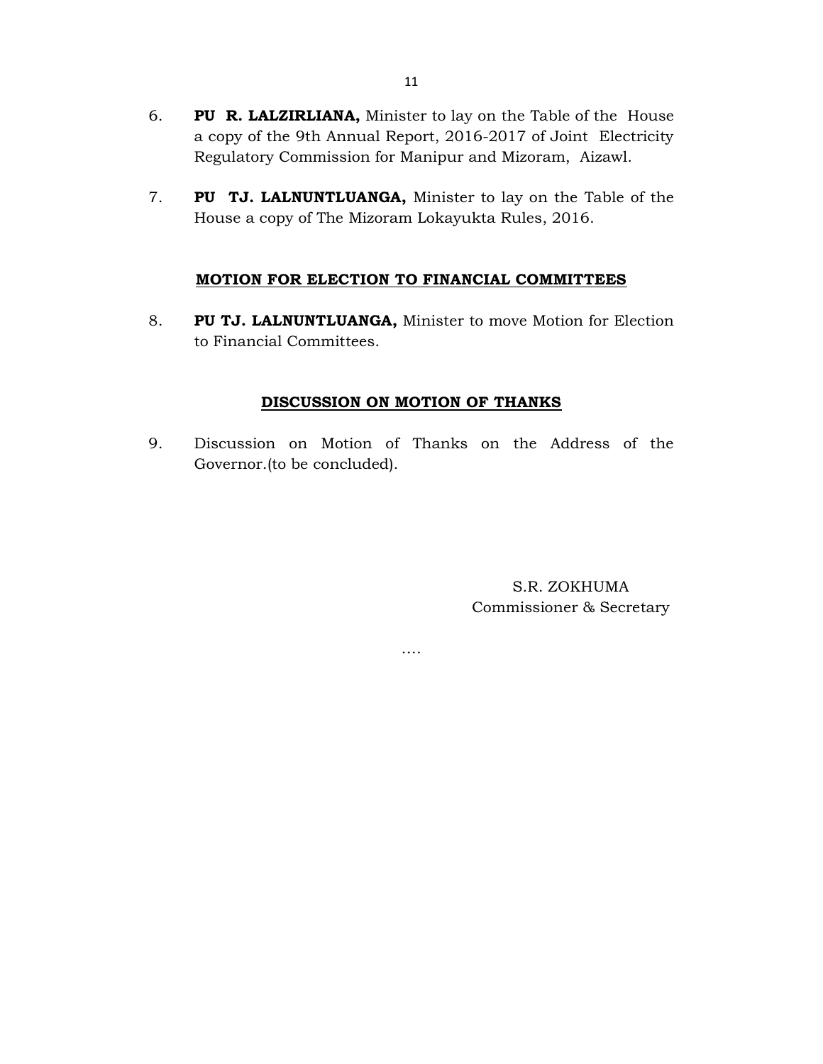6. **PU R. LALZIRLIANA,** Minister to lay on the Table of the House a copy of the 9th Annual Report, 2016-2017 of Joint Electricity Regulatory Commission for Manipur and Mizoram, Aizawl.

7. **PU TJ. LALNUNTLUANGA,** Minister to lay on the Table of the House a copy of The Mizoram Lokayukta Rules, 2016.

## MOTION FOR ELECTION TO FINANCIAL COMMITTEES

8. **PU TJ. LALNUNTLUANGA,** Minister to move Motion for Election to Financial Committees.

## DISCUSSION ON MOTION OF THANKS

9. Discussion on Motion of Thanks on the Address of the Governor.(to be concluded).

S.R. ZOKHUMA
Commissioner & Secretary

….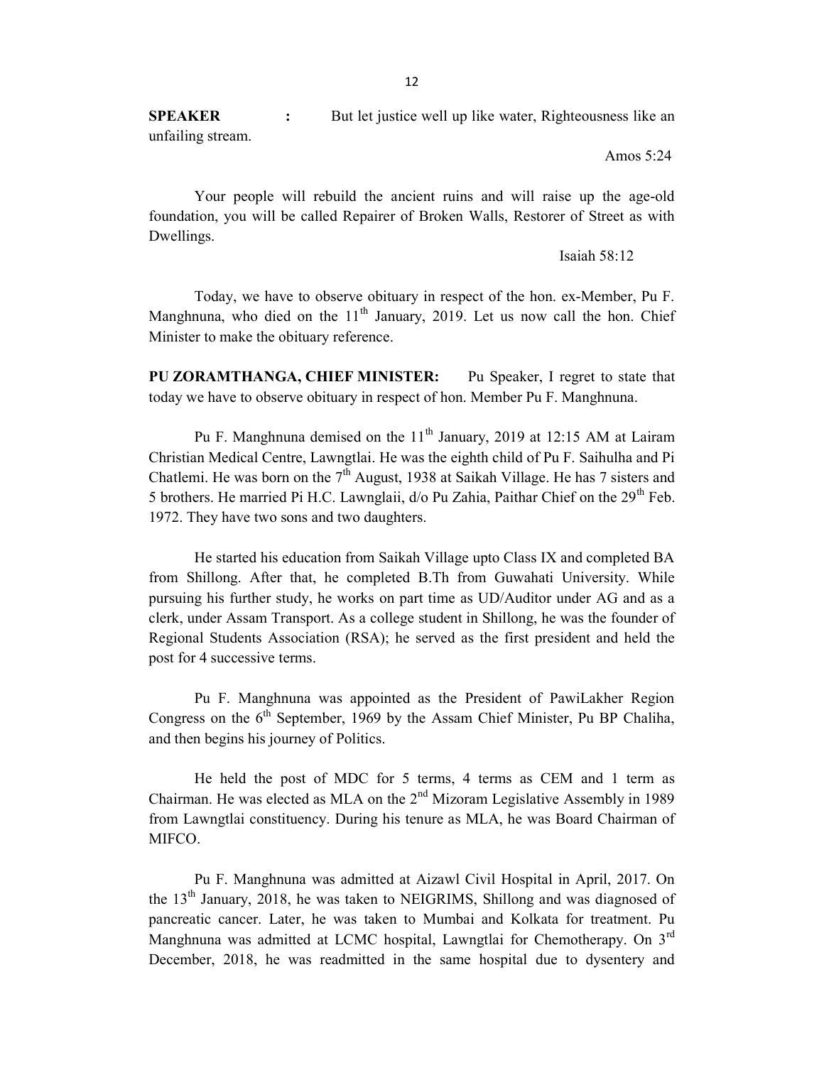**SPEAKER :** But let justice well up like water, Righteousness like an unfailing stream.

Amos 5:24

Your people will rebuild the ancient ruins and will raise up the age-old foundation, you will be called Repairer of Broken Walls, Restorer of Street as with Dwellings.

Isaiah 58:12

Today, we have to observe obituary in respect of the hon. ex-Member, Pu F. Manghnuna, who died on the 11th January, 2019. Let us now call the hon. Chief Minister to make the obituary reference.

**PU ZORAMTHANGA, CHIEF MINISTER:** Pu Speaker, I regret to state that today we have to observe obituary in respect of hon. Member Pu F. Manghnuna.

Pu F. Manghnuna demised on the 11th January, 2019 at 12:15 AM at Lairam Christian Medical Centre, Lawngtlai. He was the eighth child of Pu F. Saihulha and Pi Chatlemi. He was born on the 7th August, 1938 at Saikah Village. He has 7 sisters and 5 brothers. He married Pi H.C. Lawnglaii, d/o Pu Zahia, Paithar Chief on the 29th Feb. 1972. They have two sons and two daughters.

He started his education from Saikah Village upto Class IX and completed BA from Shillong. After that, he completed B.Th from Guwahati University. While pursuing his further study, he works on part time as UD/Auditor under AG and as a clerk, under Assam Transport. As a college student in Shillong, he was the founder of Regional Students Association (RSA); he served as the first president and held the post for 4 successive terms.

Pu F. Manghnuna was appointed as the President of PawiLakher Region Congress on the 6th September, 1969 by the Assam Chief Minister, Pu BP Chaliha, and then begins his journey of Politics.

He held the post of MDC for 5 terms, 4 terms as CEM and 1 term as Chairman. He was elected as MLA on the 2nd Mizoram Legislative Assembly in 1989 from Lawngtlai constituency. During his tenure as MLA, he was Board Chairman of MIFCO.

Pu F. Manghnuna was admitted at Aizawl Civil Hospital in April, 2017. On the 13th January, 2018, he was taken to NEIGRIMS, Shillong and was diagnosed of pancreatic cancer. Later, he was taken to Mumbai and Kolkata for treatment. Pu Manghnuna was admitted at LCMC hospital, Lawngtlai for Chemotherapy. On 3rd December, 2018, he was readmitted in the same hospital due to dysentery and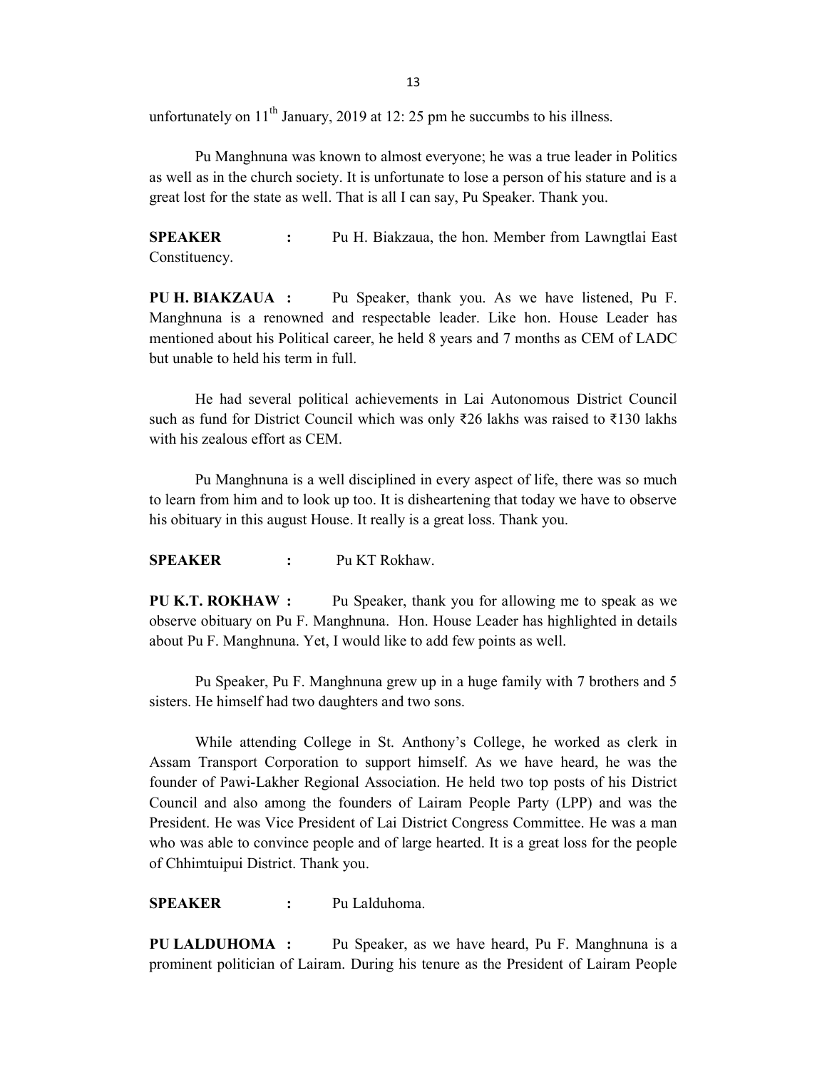unfortunately on 11th January, 2019 at 12: 25 pm he succumbs to his illness.

Pu Manghnuna was known to almost everyone; he was a true leader in Politics as well as in the church society. It is unfortunate to lose a person of his stature and is a great lost for the state as well. That is all I can say, Pu Speaker. Thank you.

**SPEAKER :** Pu H. Biakzaua, the hon. Member from Lawngtlai East Constituency.

**PU H. BIAKZAUA :** Pu Speaker, thank you. As we have listened, Pu F. Manghnuna is a renowned and respectable leader. Like hon. House Leader has mentioned about his Political career, he held 8 years and 7 months as CEM of LADC but unable to held his term in full.

He had several political achievements in Lai Autonomous District Council such as fund for District Council which was only ₹26 lakhs was raised to ₹130 lakhs with his zealous effort as CEM.

Pu Manghnuna is a well disciplined in every aspect of life, there was so much to learn from him and to look up too. It is disheartening that today we have to observe his obituary in this august House. It really is a great loss. Thank you.

**SPEAKER :** Pu KT Rokhaw.

**PU K.T. ROKHAW :** Pu Speaker, thank you for allowing me to speak as we observe obituary on Pu F. Manghnuna. Hon. House Leader has highlighted in details about Pu F. Manghnuna. Yet, I would like to add few points as well.

Pu Speaker, Pu F. Manghnuna grew up in a huge family with 7 brothers and 5 sisters. He himself had two daughters and two sons.

While attending College in St. Anthony's College, he worked as clerk in Assam Transport Corporation to support himself. As we have heard, he was the founder of Pawi-Lakher Regional Association. He held two top posts of his District Council and also among the founders of Lairam People Party (LPP) and was the President. He was Vice President of Lai District Congress Committee. He was a man who was able to convince people and of large hearted. It is a great loss for the people of Chhimtuipui District. Thank you.

**SPEAKER :** Pu Lalduhoma.

**PU LALDUHOMA :** Pu Speaker, as we have heard, Pu F. Manghnuna is a prominent politician of Lairam. During his tenure as the President of Lairam People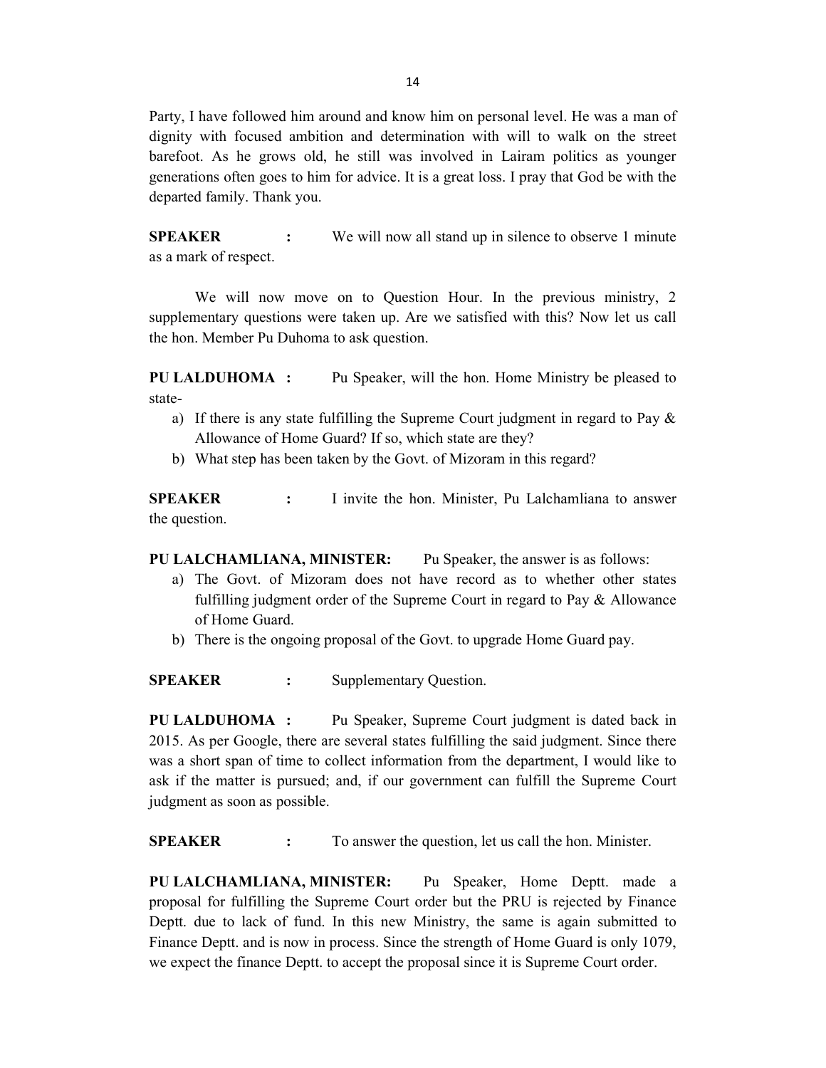Party, I have followed him around and know him on personal level. He was a man of dignity with focused ambition and determination with will to walk on the street barefoot. As he grows old, he still was involved in Lairam politics as younger generations often goes to him for advice. It is a great loss. I pray that God be with the departed family. Thank you.

**SPEAKER :** We will now all stand up in silence to observe 1 minute as a mark of respect.

We will now move on to Question Hour. In the previous ministry, 2 supplementary questions were taken up. Are we satisfied with this? Now let us call the hon. Member Pu Duhoma to ask question.

**PU LALDUHOMA :** Pu Speaker, will the hon. Home Ministry be pleased to state-

a) If there is any state fulfilling the Supreme Court judgment in regard to Pay & Allowance of Home Guard? If so, which state are they?
b) What step has been taken by the Govt. of Mizoram in this regard?

**SPEAKER :** I invite the hon. Minister, Pu Lalchamliana to answer the question.

**PU LALCHAMLIANA, MINISTER:** Pu Speaker, the answer is as follows:

a) The Govt. of Mizoram does not have record as to whether other states fulfilling judgment order of the Supreme Court in regard to Pay & Allowance of Home Guard.
b) There is the ongoing proposal of the Govt. to upgrade Home Guard pay.

**SPEAKER :** Supplementary Question.

**PU LALDUHOMA :** Pu Speaker, Supreme Court judgment is dated back in 2015. As per Google, there are several states fulfilling the said judgment. Since there was a short span of time to collect information from the department, I would like to ask if the matter is pursued; and, if our government can fulfill the Supreme Court judgment as soon as possible.

**SPEAKER :** To answer the question, let us call the hon. Minister.

**PU LALCHAMLIANA, MINISTER:** Pu Speaker, Home Deptt. made a proposal for fulfilling the Supreme Court order but the PRU is rejected by Finance Deptt. due to lack of fund. In this new Ministry, the same is again submitted to Finance Deptt. and is now in process. Since the strength of Home Guard is only 1079, we expect the finance Deptt. to accept the proposal since it is Supreme Court order.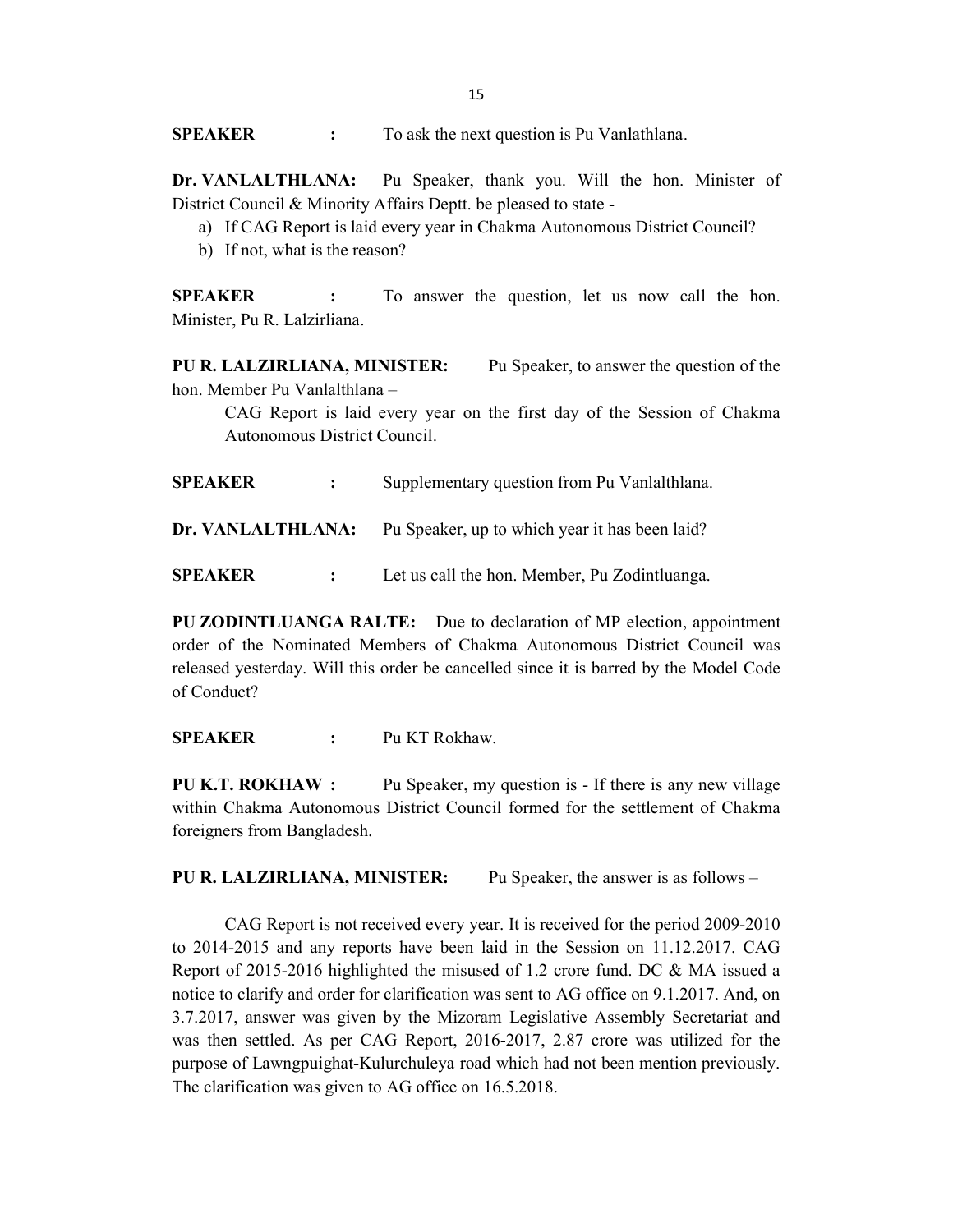**SPEAKER :** To ask the next question is Pu Vanlathlana.

**Dr. VANLALTHLANA:** Pu Speaker, thank you. Will the hon. Minister of District Council & Minority Affairs Deptt. be pleased to state -

a) If CAG Report is laid every year in Chakma Autonomous District Council?
b) If not, what is the reason?

**SPEAKER :** To answer the question, let us now call the hon. Minister, Pu R. Lalzirliana.

**PU R. LALZIRLIANA, MINISTER:** Pu Speaker, to answer the question of the hon. Member Pu Vanlalthlana –

> CAG Report is laid every year on the first day of the Session of Chakma Autonomous District Council.

**SPEAKER :** Supplementary question from Pu Vanlalthlana.

**Dr. VANLALTHLANA:** Pu Speaker, up to which year it has been laid?

**SPEAKER :** Let us call the hon. Member, Pu Zodintluanga.

**PU ZODINTLUANGA RALTE:** Due to declaration of MP election, appointment order of the Nominated Members of Chakma Autonomous District Council was released yesterday. Will this order be cancelled since it is barred by the Model Code of Conduct?

**SPEAKER :** Pu KT Rokhaw.

**PU K.T. ROKHAW :** Pu Speaker, my question is - If there is any new village within Chakma Autonomous District Council formed for the settlement of Chakma foreigners from Bangladesh.

**PU R. LALZIRLIANA, MINISTER:** Pu Speaker, the answer is as follows –

CAG Report is not received every year. It is received for the period 2009-2010 to 2014-2015 and any reports have been laid in the Session on 11.12.2017. CAG Report of 2015-2016 highlighted the misused of 1.2 crore fund. DC & MA issued a notice to clarify and order for clarification was sent to AG office on 9.1.2017. And, on 3.7.2017, answer was given by the Mizoram Legislative Assembly Secretariat and was then settled. As per CAG Report, 2016-2017, 2.87 crore was utilized for the purpose of Lawngpuighat-Kulurchuleya road which had not been mention previously. The clarification was given to AG office on 16.5.2018.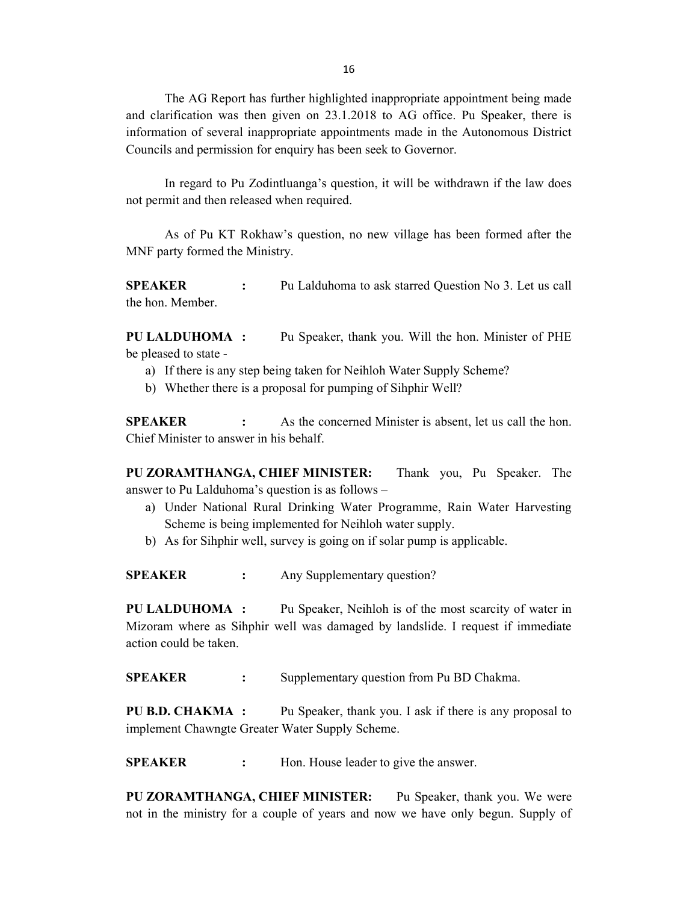The AG Report has further highlighted inappropriate appointment being made and clarification was then given on 23.1.2018 to AG office. Pu Speaker, there is information of several inappropriate appointments made in the Autonomous District Councils and permission for enquiry has been seek to Governor.

In regard to Pu Zodintluanga's question, it will be withdrawn if the law does not permit and then released when required.

As of Pu KT Rokhaw's question, no new village has been formed after the MNF party formed the Ministry.

**SPEAKER :** Pu Lalduhoma to ask starred Question No 3. Let us call the hon. Member.

**PU LALDUHOMA :** Pu Speaker, thank you. Will the hon. Minister of PHE be pleased to state -

a) If there is any step being taken for Neihloh Water Supply Scheme?
b) Whether there is a proposal for pumping of Sihphir Well?

**SPEAKER :** As the concerned Minister is absent, let us call the hon. Chief Minister to answer in his behalf.

**PU ZORAMTHANGA, CHIEF MINISTER:** Thank you, Pu Speaker. The answer to Pu Lalduhoma's question is as follows –

a) Under National Rural Drinking Water Programme, Rain Water Harvesting Scheme is being implemented for Neihloh water supply.
b) As for Sihphir well, survey is going on if solar pump is applicable.

**SPEAKER :** Any Supplementary question?

**PU LALDUHOMA :** Pu Speaker, Neihloh is of the most scarcity of water in Mizoram where as Sihphir well was damaged by landslide. I request if immediate action could be taken.

**SPEAKER :** Supplementary question from Pu BD Chakma.

**PU B.D. CHAKMA :** Pu Speaker, thank you. I ask if there is any proposal to implement Chawngte Greater Water Supply Scheme.

**SPEAKER :** Hon. House leader to give the answer.

**PU ZORAMTHANGA, CHIEF MINISTER:** Pu Speaker, thank you. We were not in the ministry for a couple of years and now we have only begun. Supply of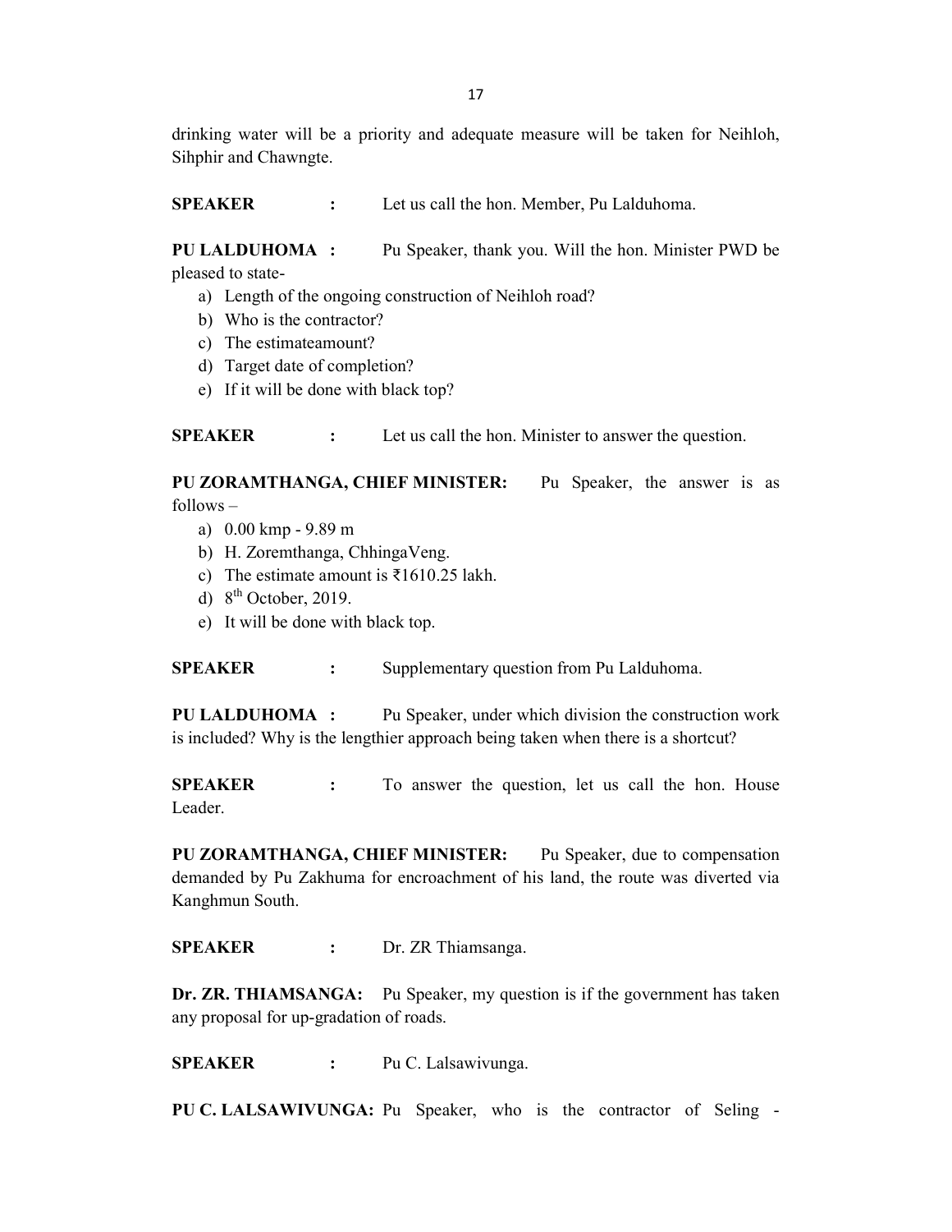drinking water will be a priority and adequate measure will be taken for Neihloh, Sihphir and Chawngte.

**SPEAKER :** Let us call the hon. Member, Pu Lalduhoma.

**PU LALDUHOMA :** Pu Speaker, thank you. Will the hon. Minister PWD be pleased to state-

a) Length of the ongoing construction of Neihloh road?
b) Who is the contractor?
c) The estimateamount?
d) Target date of completion?
e) If it will be done with black top?

**SPEAKER :** Let us call the hon. Minister to answer the question.

**PU ZORAMTHANGA, CHIEF MINISTER:** Pu Speaker, the answer is as follows –

a) 0.00 kmp - 9.89 m
b) H. Zoremthanga, ChhingaVeng.
c) The estimate amount is ₹1610.25 lakh.
d) 8th October, 2019.
e) It will be done with black top.

**SPEAKER :** Supplementary question from Pu Lalduhoma.

**PU LALDUHOMA :** Pu Speaker, under which division the construction work is included? Why is the lengthier approach being taken when there is a shortcut?

**SPEAKER :** To answer the question, let us call the hon. House Leader.

**PU ZORAMTHANGA, CHIEF MINISTER:** Pu Speaker, due to compensation demanded by Pu Zakhuma for encroachment of his land, the route was diverted via Kanghmun South.

**SPEAKER :** Dr. ZR Thiamsanga.

**Dr. ZR. THIAMSANGA:** Pu Speaker, my question is if the government has taken any proposal for up-gradation of roads.

**SPEAKER :** Pu C. Lalsawivunga.

**PU C. LALSAWIVUNGA:** Pu Speaker, who is the contractor of Seling -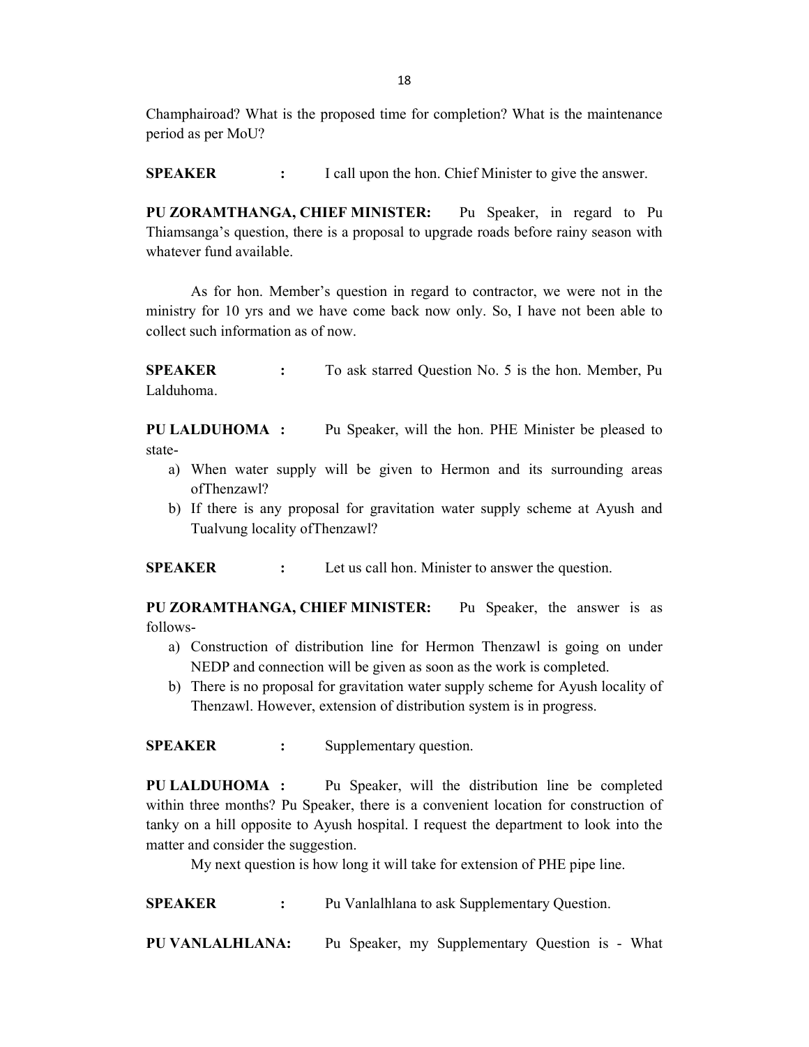Champhairoad? What is the proposed time for completion? What is the maintenance period as per MoU?

**SPEAKER :** I call upon the hon. Chief Minister to give the answer.

**PU ZORAMTHANGA, CHIEF MINISTER:** Pu Speaker, in regard to Pu Thiamsanga's question, there is a proposal to upgrade roads before rainy season with whatever fund available.

As for hon. Member's question in regard to contractor, we were not in the ministry for 10 yrs and we have come back now only. So, I have not been able to collect such information as of now.

**SPEAKER :** To ask starred Question No. 5 is the hon. Member, Pu Lalduhoma.

**PU LALDUHOMA :** Pu Speaker, will the hon. PHE Minister be pleased to state-

a) When water supply will be given to Hermon and its surrounding areas ofThenzawl?
b) If there is any proposal for gravitation water supply scheme at Ayush and Tualvung locality ofThenzawl?

**SPEAKER :** Let us call hon. Minister to answer the question.

**PU ZORAMTHANGA, CHIEF MINISTER:** Pu Speaker, the answer is as follows-

a) Construction of distribution line for Hermon Thenzawl is going on under NEDP and connection will be given as soon as the work is completed.
b) There is no proposal for gravitation water supply scheme for Ayush locality of Thenzawl. However, extension of distribution system is in progress.

**SPEAKER :** Supplementary question.

**PU LALDUHOMA :** Pu Speaker, will the distribution line be completed within three months? Pu Speaker, there is a convenient location for construction of tanky on a hill opposite to Ayush hospital. I request the department to look into the matter and consider the suggestion.

My next question is how long it will take for extension of PHE pipe line.

**SPEAKER :** Pu Vanlalhlana to ask Supplementary Question.

**PU VANLALHLANA:** Pu Speaker, my Supplementary Question is - What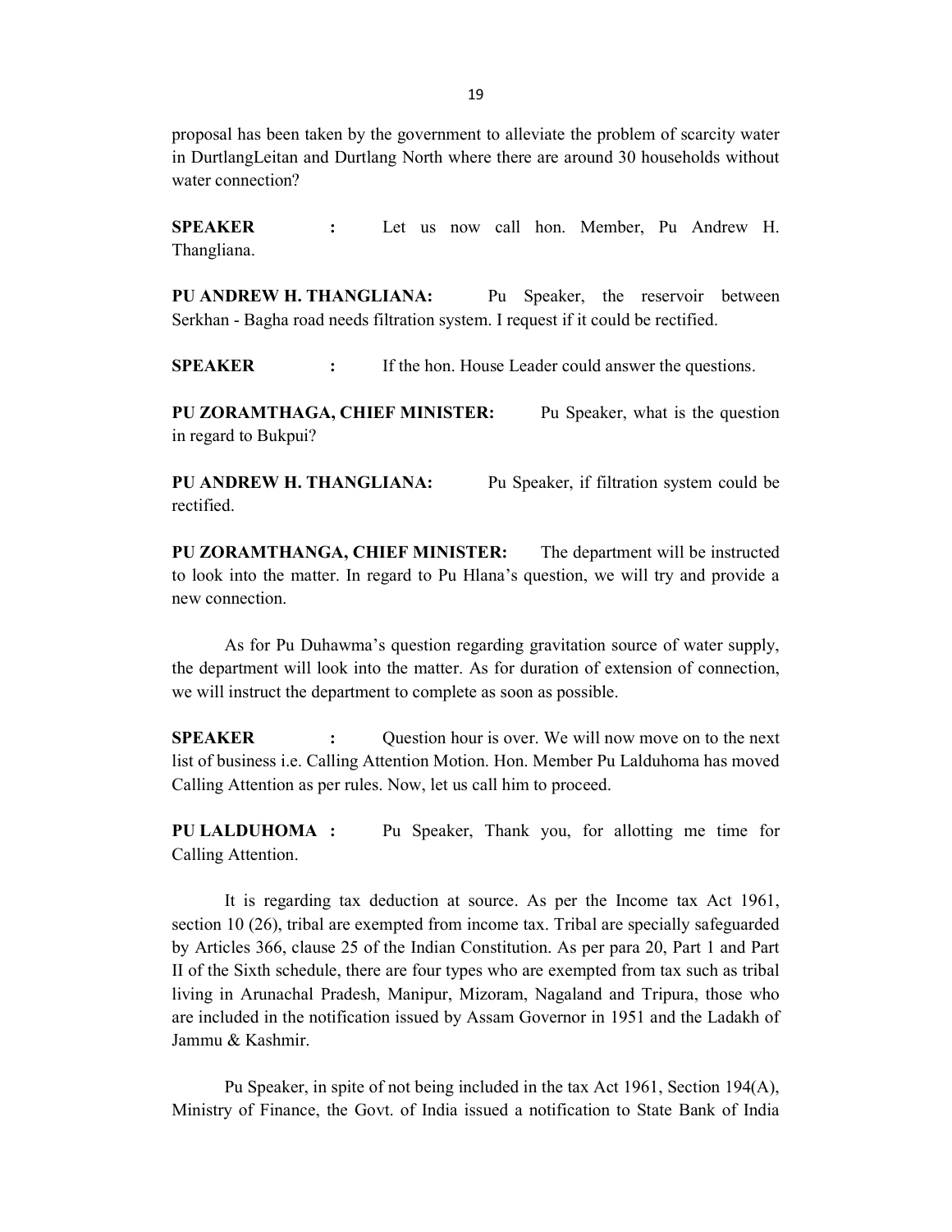proposal has been taken by the government to alleviate the problem of scarcity water in DurtlangLeitan and Durtlang North where there are around 30 households without water connection?

**SPEAKER :** Let us now call hon. Member, Pu Andrew H. Thangliana.

**PU ANDREW H. THANGLIANA:** Pu Speaker, the reservoir between Serkhan - Bagha road needs filtration system. I request if it could be rectified.

**SPEAKER :** If the hon. House Leader could answer the questions.

**PU ZORAMTHAGA, CHIEF MINISTER:** Pu Speaker, what is the question in regard to Bukpui?

**PU ANDREW H. THANGLIANA:** Pu Speaker, if filtration system could be rectified.

**PU ZORAMTHANGA, CHIEF MINISTER:** The department will be instructed to look into the matter. In regard to Pu Hlana's question, we will try and provide a new connection.

As for Pu Duhawma's question regarding gravitation source of water supply, the department will look into the matter. As for duration of extension of connection, we will instruct the department to complete as soon as possible.

**SPEAKER :** Question hour is over. We will now move on to the next list of business i.e. Calling Attention Motion. Hon. Member Pu Lalduhoma has moved Calling Attention as per rules. Now, let us call him to proceed.

**PU LALDUHOMA :** Pu Speaker, Thank you, for allotting me time for Calling Attention.

It is regarding tax deduction at source. As per the Income tax Act 1961, section 10 (26), tribal are exempted from income tax. Tribal are specially safeguarded by Articles 366, clause 25 of the Indian Constitution. As per para 20, Part 1 and Part II of the Sixth schedule, there are four types who are exempted from tax such as tribal living in Arunachal Pradesh, Manipur, Mizoram, Nagaland and Tripura, those who are included in the notification issued by Assam Governor in 1951 and the Ladakh of Jammu & Kashmir.

Pu Speaker, in spite of not being included in the tax Act 1961, Section 194(A), Ministry of Finance, the Govt. of India issued a notification to State Bank of India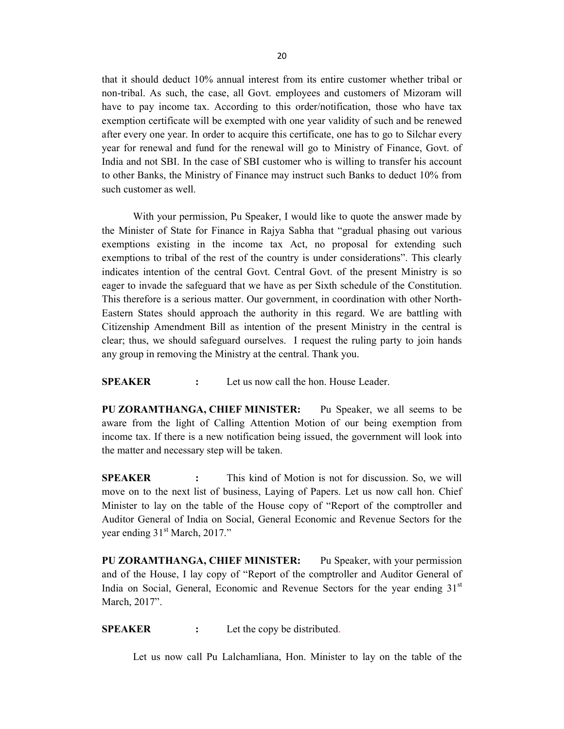that it should deduct 10% annual interest from its entire customer whether tribal or non-tribal. As such, the case, all Govt. employees and customers of Mizoram will have to pay income tax. According to this order/notification, those who have tax exemption certificate will be exempted with one year validity of such and be renewed after every one year. In order to acquire this certificate, one has to go to Silchar every year for renewal and fund for the renewal will go to Ministry of Finance, Govt. of India and not SBI. In the case of SBI customer who is willing to transfer his account to other Banks, the Ministry of Finance may instruct such Banks to deduct 10% from such customer as well.

With your permission, Pu Speaker, I would like to quote the answer made by the Minister of State for Finance in Rajya Sabha that "gradual phasing out various exemptions existing in the income tax Act, no proposal for extending such exemptions to tribal of the rest of the country is under considerations". This clearly indicates intention of the central Govt. Central Govt. of the present Ministry is so eager to invade the safeguard that we have as per Sixth schedule of the Constitution. This therefore is a serious matter. Our government, in coordination with other North-Eastern States should approach the authority in this regard. We are battling with Citizenship Amendment Bill as intention of the present Ministry in the central is clear; thus, we should safeguard ourselves. I request the ruling party to join hands any group in removing the Ministry at the central. Thank you.

**SPEAKER :** Let us now call the hon. House Leader.

**PU ZORAMTHANGA, CHIEF MINISTER:** Pu Speaker, we all seems to be aware from the light of Calling Attention Motion of our being exemption from income tax. If there is a new notification being issued, the government will look into the matter and necessary step will be taken.

**SPEAKER :** This kind of Motion is not for discussion. So, we will move on to the next list of business, Laying of Papers. Let us now call hon. Chief Minister to lay on the table of the House copy of "Report of the comptroller and Auditor General of India on Social, General Economic and Revenue Sectors for the year ending 31st March, 2017."

**PU ZORAMTHANGA, CHIEF MINISTER:** Pu Speaker, with your permission and of the House, I lay copy of "Report of the comptroller and Auditor General of India on Social, General, Economic and Revenue Sectors for the year ending 31st March, 2017".

**SPEAKER :** Let the copy be distributed.

Let us now call Pu Lalchamliana, Hon. Minister to lay on the table of the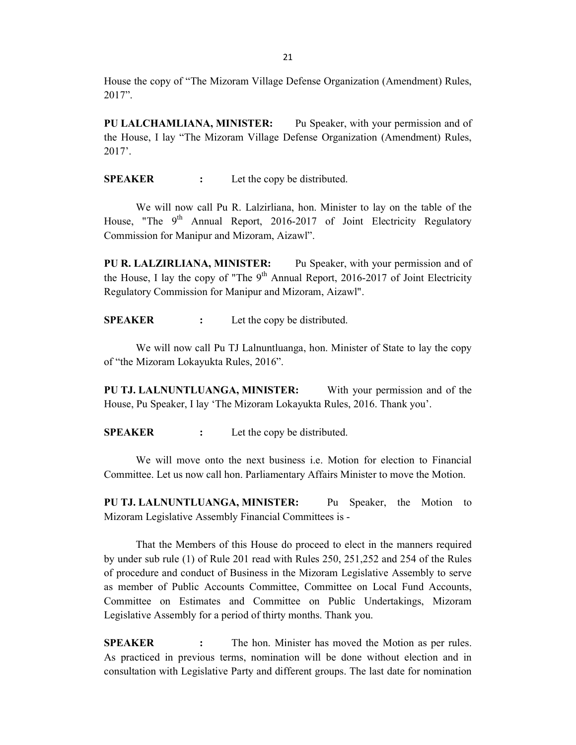House the copy of "The Mizoram Village Defense Organization (Amendment) Rules, 2017".

**PU LALCHAMLIANA, MINISTER:** Pu Speaker, with your permission and of the House, I lay "The Mizoram Village Defense Organization (Amendment) Rules, 2017'.

**SPEAKER :** Let the copy be distributed.

We will now call Pu R. Lalzirliana, hon. Minister to lay on the table of the House, "The 9th Annual Report, 2016-2017 of Joint Electricity Regulatory Commission for Manipur and Mizoram, Aizawl".

**PU R. LALZIRLIANA, MINISTER:** Pu Speaker, with your permission and of the House, I lay the copy of "The 9th Annual Report, 2016-2017 of Joint Electricity Regulatory Commission for Manipur and Mizoram, Aizawl".

**SPEAKER :** Let the copy be distributed.

We will now call Pu TJ Lalnuntluanga, hon. Minister of State to lay the copy of "the Mizoram Lokayukta Rules, 2016".

**PU TJ. LALNUNTLUANGA, MINISTER:** With your permission and of the House, Pu Speaker, I lay 'The Mizoram Lokayukta Rules, 2016. Thank you'.

**SPEAKER :** Let the copy be distributed.

We will move onto the next business i.e. Motion for election to Financial Committee. Let us now call hon. Parliamentary Affairs Minister to move the Motion.

**PU TJ. LALNUNTLUANGA, MINISTER:** Pu Speaker, the Motion to Mizoram Legislative Assembly Financial Committees is -

That the Members of this House do proceed to elect in the manners required by under sub rule (1) of Rule 201 read with Rules 250, 251,252 and 254 of the Rules of procedure and conduct of Business in the Mizoram Legislative Assembly to serve as member of Public Accounts Committee, Committee on Local Fund Accounts, Committee on Estimates and Committee on Public Undertakings, Mizoram Legislative Assembly for a period of thirty months. Thank you.

**SPEAKER :** The hon. Minister has moved the Motion as per rules. As practiced in previous terms, nomination will be done without election and in consultation with Legislative Party and different groups. The last date for nomination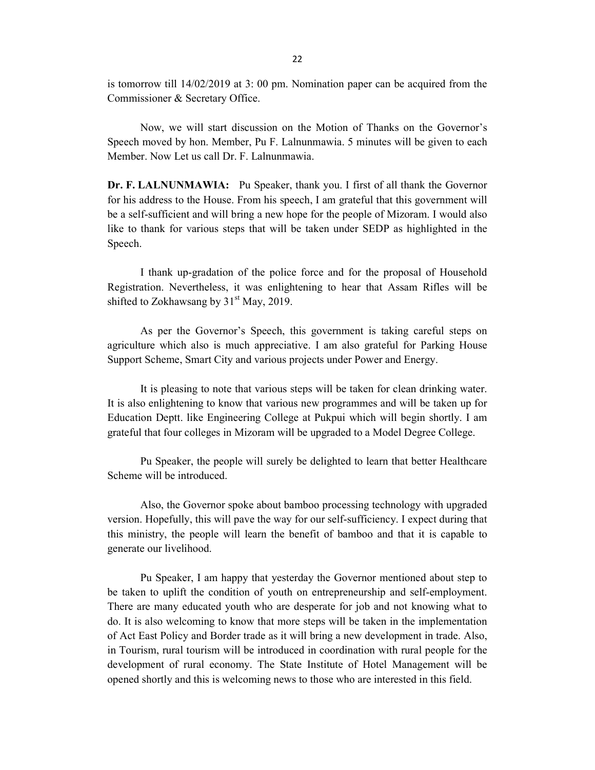is tomorrow till 14/02/2019 at 3: 00 pm. Nomination paper can be acquired from the Commissioner & Secretary Office.

Now, we will start discussion on the Motion of Thanks on the Governor's Speech moved by hon. Member, Pu F. Lalnunmawia. 5 minutes will be given to each Member. Now Let us call Dr. F. Lalnunmawia.

**Dr. F. LALNUNMAWIA:** Pu Speaker, thank you. I first of all thank the Governor for his address to the House. From his speech, I am grateful that this government will be a self-sufficient and will bring a new hope for the people of Mizoram. I would also like to thank for various steps that will be taken under SEDP as highlighted in the Speech.

I thank up-gradation of the police force and for the proposal of Household Registration. Nevertheless, it was enlightening to hear that Assam Rifles will be shifted to Zokhawsang by 31st May, 2019.

As per the Governor's Speech, this government is taking careful steps on agriculture which also is much appreciative. I am also grateful for Parking House Support Scheme, Smart City and various projects under Power and Energy.

It is pleasing to note that various steps will be taken for clean drinking water. It is also enlightening to know that various new programmes and will be taken up for Education Deptt. like Engineering College at Pukpui which will begin shortly. I am grateful that four colleges in Mizoram will be upgraded to a Model Degree College.

Pu Speaker, the people will surely be delighted to learn that better Healthcare Scheme will be introduced.

Also, the Governor spoke about bamboo processing technology with upgraded version. Hopefully, this will pave the way for our self-sufficiency. I expect during that this ministry, the people will learn the benefit of bamboo and that it is capable to generate our livelihood.

Pu Speaker, I am happy that yesterday the Governor mentioned about step to be taken to uplift the condition of youth on entrepreneurship and self-employment. There are many educated youth who are desperate for job and not knowing what to do. It is also welcoming to know that more steps will be taken in the implementation of Act East Policy and Border trade as it will bring a new development in trade. Also, in Tourism, rural tourism will be introduced in coordination with rural people for the development of rural economy. The State Institute of Hotel Management will be opened shortly and this is welcoming news to those who are interested in this field.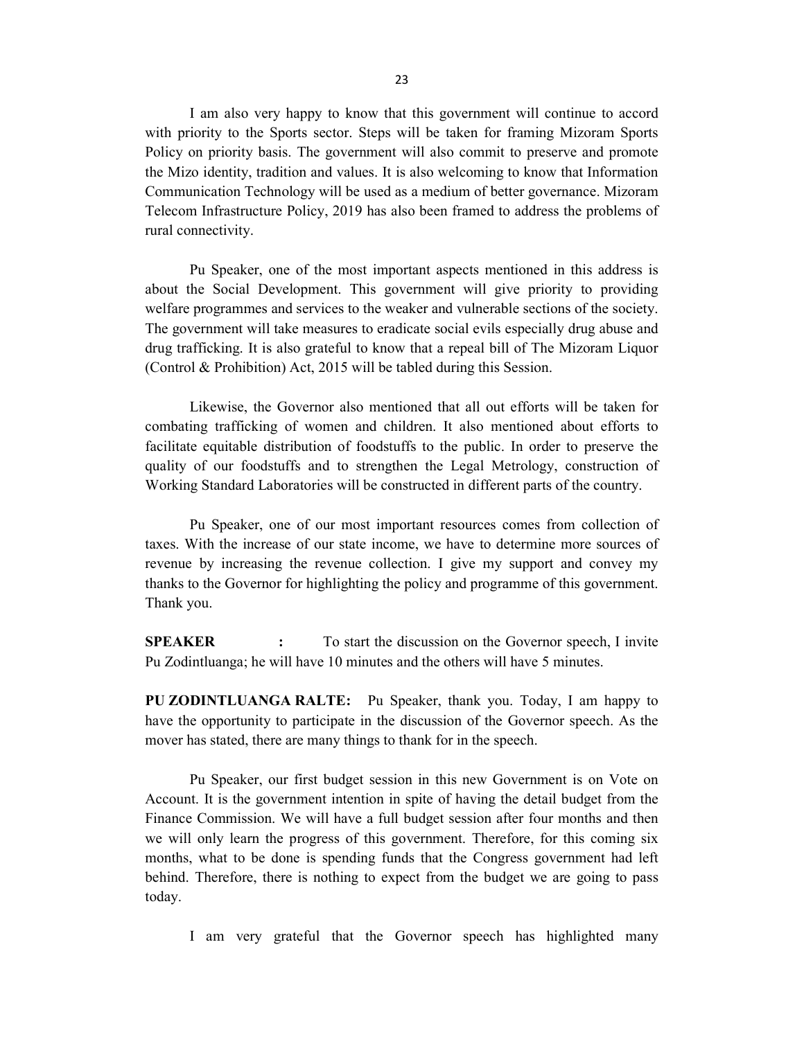I am also very happy to know that this government will continue to accord with priority to the Sports sector. Steps will be taken for framing Mizoram Sports Policy on priority basis. The government will also commit to preserve and promote the Mizo identity, tradition and values. It is also welcoming to know that Information Communication Technology will be used as a medium of better governance. Mizoram Telecom Infrastructure Policy, 2019 has also been framed to address the problems of rural connectivity.

Pu Speaker, one of the most important aspects mentioned in this address is about the Social Development. This government will give priority to providing welfare programmes and services to the weaker and vulnerable sections of the society. The government will take measures to eradicate social evils especially drug abuse and drug trafficking. It is also grateful to know that a repeal bill of The Mizoram Liquor (Control & Prohibition) Act, 2015 will be tabled during this Session.

Likewise, the Governor also mentioned that all out efforts will be taken for combating trafficking of women and children. It also mentioned about efforts to facilitate equitable distribution of foodstuffs to the public. In order to preserve the quality of our foodstuffs and to strengthen the Legal Metrology, construction of Working Standard Laboratories will be constructed in different parts of the country.

Pu Speaker, one of our most important resources comes from collection of taxes. With the increase of our state income, we have to determine more sources of revenue by increasing the revenue collection. I give my support and convey my thanks to the Governor for highlighting the policy and programme of this government. Thank you.

**SPEAKER :** To start the discussion on the Governor speech, I invite Pu Zodintluanga; he will have 10 minutes and the others will have 5 minutes.

**PU ZODINTLUANGA RALTE:** Pu Speaker, thank you. Today, I am happy to have the opportunity to participate in the discussion of the Governor speech. As the mover has stated, there are many things to thank for in the speech.

Pu Speaker, our first budget session in this new Government is on Vote on Account. It is the government intention in spite of having the detail budget from the Finance Commission. We will have a full budget session after four months and then we will only learn the progress of this government. Therefore, for this coming six months, what to be done is spending funds that the Congress government had left behind. Therefore, there is nothing to expect from the budget we are going to pass today.

I am very grateful that the Governor speech has highlighted many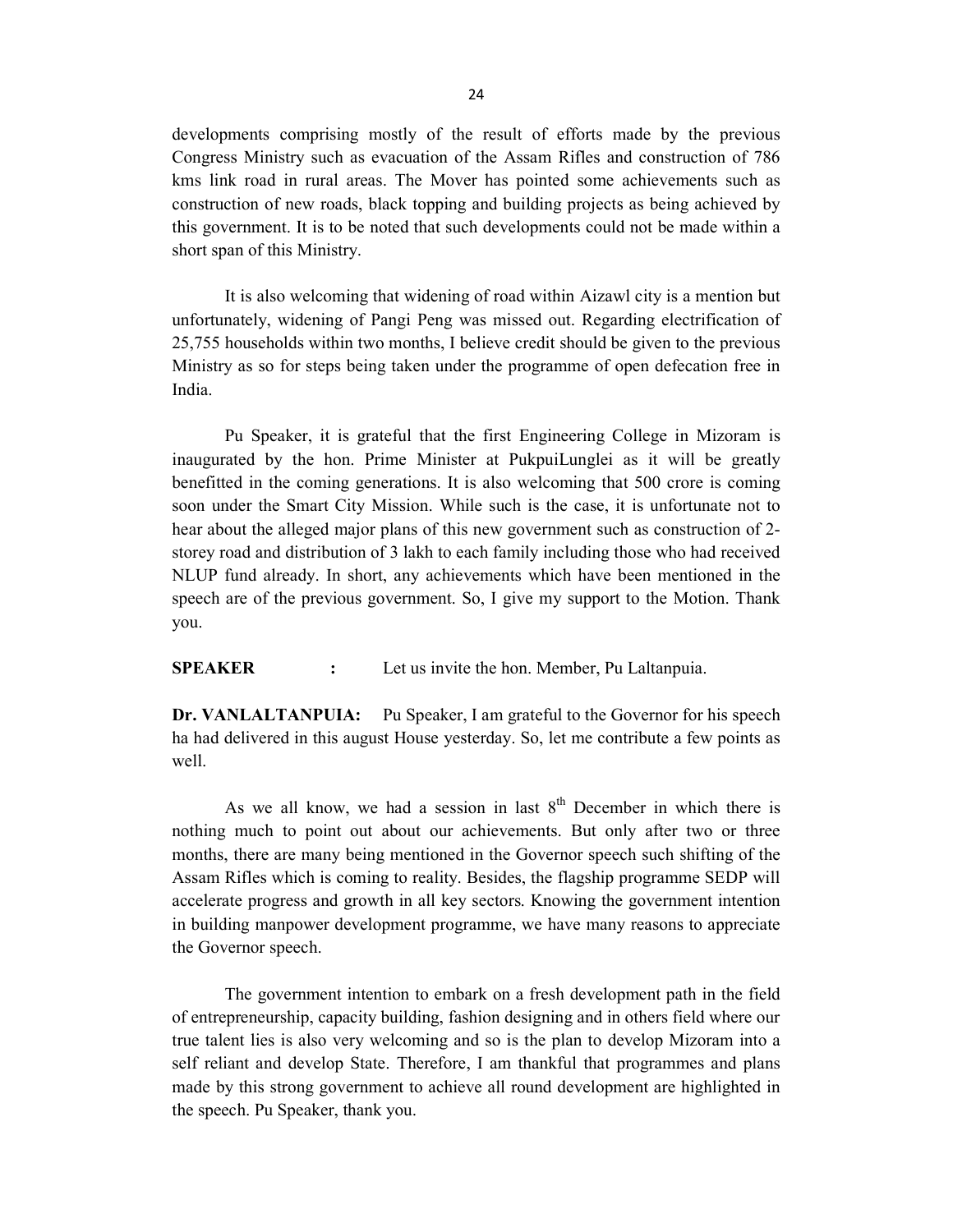developments comprising mostly of the result of efforts made by the previous Congress Ministry such as evacuation of the Assam Rifles and construction of 786 kms link road in rural areas. The Mover has pointed some achievements such as construction of new roads, black topping and building projects as being achieved by this government. It is to be noted that such developments could not be made within a short span of this Ministry.

It is also welcoming that widening of road within Aizawl city is a mention but unfortunately, widening of Pangi Peng was missed out. Regarding electrification of 25,755 households within two months, I believe credit should be given to the previous Ministry as so for steps being taken under the programme of open defecation free in India.

Pu Speaker, it is grateful that the first Engineering College in Mizoram is inaugurated by the hon. Prime Minister at PukpuiLunglei as it will be greatly benefitted in the coming generations. It is also welcoming that 500 crore is coming soon under the Smart City Mission. While such is the case, it is unfortunate not to hear about the alleged major plans of this new government such as construction of 2-storey road and distribution of 3 lakh to each family including those who had received NLUP fund already. In short, any achievements which have been mentioned in the speech are of the previous government. So, I give my support to the Motion. Thank you.

**SPEAKER** : Let us invite the hon. Member, Pu Laltanpuia.

**Dr. VANLALTANPUIA:** Pu Speaker, I am grateful to the Governor for his speech ha had delivered in this august House yesterday. So, let me contribute a few points as well.

As we all know, we had a session in last 8th December in which there is nothing much to point out about our achievements. But only after two or three months, there are many being mentioned in the Governor speech such shifting of the Assam Rifles which is coming to reality. Besides, the flagship programme SEDP will accelerate progress and growth in all key sectors. Knowing the government intention in building manpower development programme, we have many reasons to appreciate the Governor speech.

The government intention to embark on a fresh development path in the field of entrepreneurship, capacity building, fashion designing and in others field where our true talent lies is also very welcoming and so is the plan to develop Mizoram into a self reliant and develop State. Therefore, I am thankful that programmes and plans made by this strong government to achieve all round development are highlighted in the speech. Pu Speaker, thank you.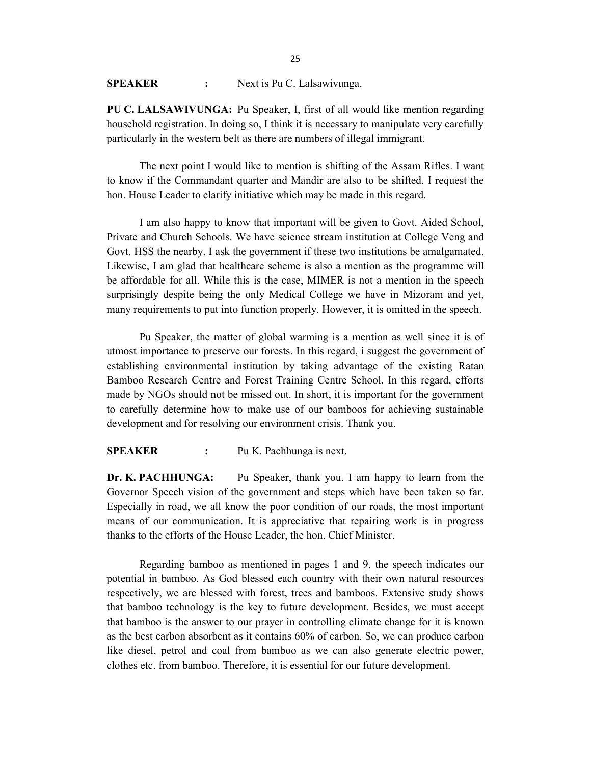**SPEAKER : ** Next is Pu C. Lalsawivunga.

**PU C. LALSAWIVUNGA:** Pu Speaker, I, first of all would like mention regarding household registration. In doing so, I think it is necessary to manipulate very carefully particularly in the western belt as there are numbers of illegal immigrant.

The next point I would like to mention is shifting of the Assam Rifles. I want to know if the Commandant quarter and Mandir are also to be shifted. I request the hon. House Leader to clarify initiative which may be made in this regard.

I am also happy to know that important will be given to Govt. Aided School, Private and Church Schools. We have science stream institution at College Veng and Govt. HSS the nearby. I ask the government if these two institutions be amalgamated. Likewise, I am glad that healthcare scheme is also a mention as the programme will be affordable for all. While this is the case, MIMER is not a mention in the speech surprisingly despite being the only Medical College we have in Mizoram and yet, many requirements to put into function properly. However, it is omitted in the speech.

Pu Speaker, the matter of global warming is a mention as well since it is of utmost importance to preserve our forests. In this regard, i suggest the government of establishing environmental institution by taking advantage of the existing Ratan Bamboo Research Centre and Forest Training Centre School. In this regard, efforts made by NGOs should not be missed out. In short, it is important for the government to carefully determine how to make use of our bamboos for achieving sustainable development and for resolving our environment crisis. Thank you.

**SPEAKER : ** Pu K. Pachhunga is next.

**Dr. K. PACHHUNGA:** Pu Speaker, thank you. I am happy to learn from the Governor Speech vision of the government and steps which have been taken so far. Especially in road, we all know the poor condition of our roads, the most important means of our communication. It is appreciative that repairing work is in progress thanks to the efforts of the House Leader, the hon. Chief Minister.

Regarding bamboo as mentioned in pages 1 and 9, the speech indicates our potential in bamboo. As God blessed each country with their own natural resources respectively, we are blessed with forest, trees and bamboos. Extensive study shows that bamboo technology is the key to future development. Besides, we must accept that bamboo is the answer to our prayer in controlling climate change for it is known as the best carbon absorbent as it contains 60% of carbon. So, we can produce carbon like diesel, petrol and coal from bamboo as we can also generate electric power, clothes etc. from bamboo. Therefore, it is essential for our future development.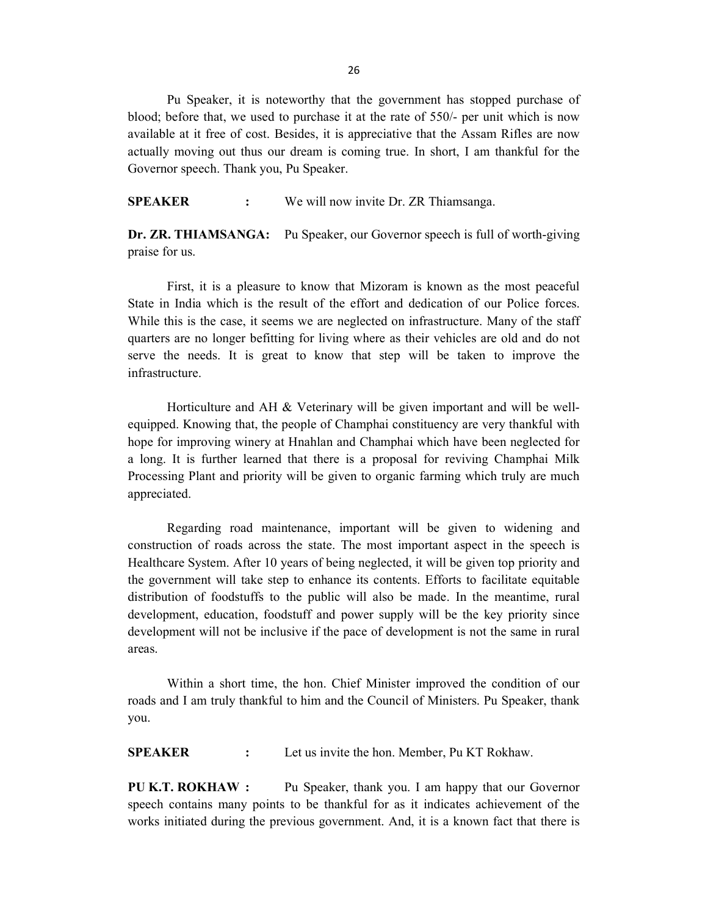Pu Speaker, it is noteworthy that the government has stopped purchase of blood; before that, we used to purchase it at the rate of 550/- per unit which is now available at it free of cost. Besides, it is appreciative that the Assam Rifles are now actually moving out thus our dream is coming true. In short, I am thankful for the Governor speech. Thank you, Pu Speaker.

**SPEAKER :** We will now invite Dr. ZR Thiamsanga.

**Dr. ZR. THIAMSANGA:** Pu Speaker, our Governor speech is full of worth-giving praise for us.

First, it is a pleasure to know that Mizoram is known as the most peaceful State in India which is the result of the effort and dedication of our Police forces. While this is the case, it seems we are neglected on infrastructure. Many of the staff quarters are no longer befitting for living where as their vehicles are old and do not serve the needs. It is great to know that step will be taken to improve the infrastructure.

Horticulture and AH & Veterinary will be given important and will be well-equipped. Knowing that, the people of Champhai constituency are very thankful with hope for improving winery at Hnahlan and Champhai which have been neglected for a long. It is further learned that there is a proposal for reviving Champhai Milk Processing Plant and priority will be given to organic farming which truly are much appreciated.

Regarding road maintenance, important will be given to widening and construction of roads across the state. The most important aspect in the speech is Healthcare System. After 10 years of being neglected, it will be given top priority and the government will take step to enhance its contents. Efforts to facilitate equitable distribution of foodstuffs to the public will also be made. In the meantime, rural development, education, foodstuff and power supply will be the key priority since development will not be inclusive if the pace of development is not the same in rural areas.

Within a short time, the hon. Chief Minister improved the condition of our roads and I am truly thankful to him and the Council of Ministers. Pu Speaker, thank you.

**SPEAKER :** Let us invite the hon. Member, Pu KT Rokhaw.

**PU K.T. ROKHAW :** Pu Speaker, thank you. I am happy that our Governor speech contains many points to be thankful for as it indicates achievement of the works initiated during the previous government. And, it is a known fact that there is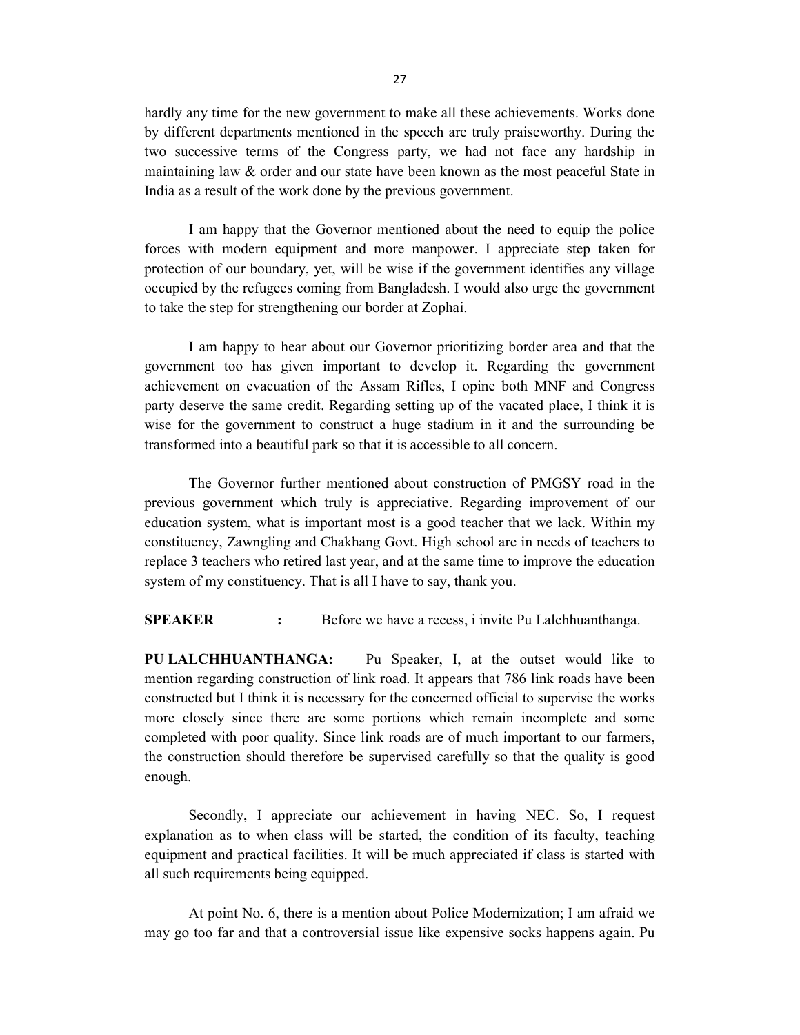hardly any time for the new government to make all these achievements. Works done by different departments mentioned in the speech are truly praiseworthy. During the two successive terms of the Congress party, we had not face any hardship in maintaining law & order and our state have been known as the most peaceful State in India as a result of the work done by the previous government.

I am happy that the Governor mentioned about the need to equip the police forces with modern equipment and more manpower. I appreciate step taken for protection of our boundary, yet, will be wise if the government identifies any village occupied by the refugees coming from Bangladesh. I would also urge the government to take the step for strengthening our border at Zophai.

I am happy to hear about our Governor prioritizing border area and that the government too has given important to develop it. Regarding the government achievement on evacuation of the Assam Rifles, I opine both MNF and Congress party deserve the same credit. Regarding setting up of the vacated place, I think it is wise for the government to construct a huge stadium in it and the surrounding be transformed into a beautiful park so that it is accessible to all concern.

The Governor further mentioned about construction of PMGSY road in the previous government which truly is appreciative. Regarding improvement of our education system, what is important most is a good teacher that we lack. Within my constituency, Zawngling and Chakhang Govt. High school are in needs of teachers to replace 3 teachers who retired last year, and at the same time to improve the education system of my constituency. That is all I have to say, thank you.

**SPEAKER** **:** Before we have a recess, i invite Pu Lalchhuanthanga.

**PU LALCHHUANTHANGA:** Pu Speaker, I, at the outset would like to mention regarding construction of link road. It appears that 786 link roads have been constructed but I think it is necessary for the concerned official to supervise the works more closely since there are some portions which remain incomplete and some completed with poor quality. Since link roads are of much important to our farmers, the construction should therefore be supervised carefully so that the quality is good enough.

Secondly, I appreciate our achievement in having NEC. So, I request explanation as to when class will be started, the condition of its faculty, teaching equipment and practical facilities. It will be much appreciated if class is started with all such requirements being equipped.

At point No. 6, there is a mention about Police Modernization; I am afraid we may go too far and that a controversial issue like expensive socks happens again. Pu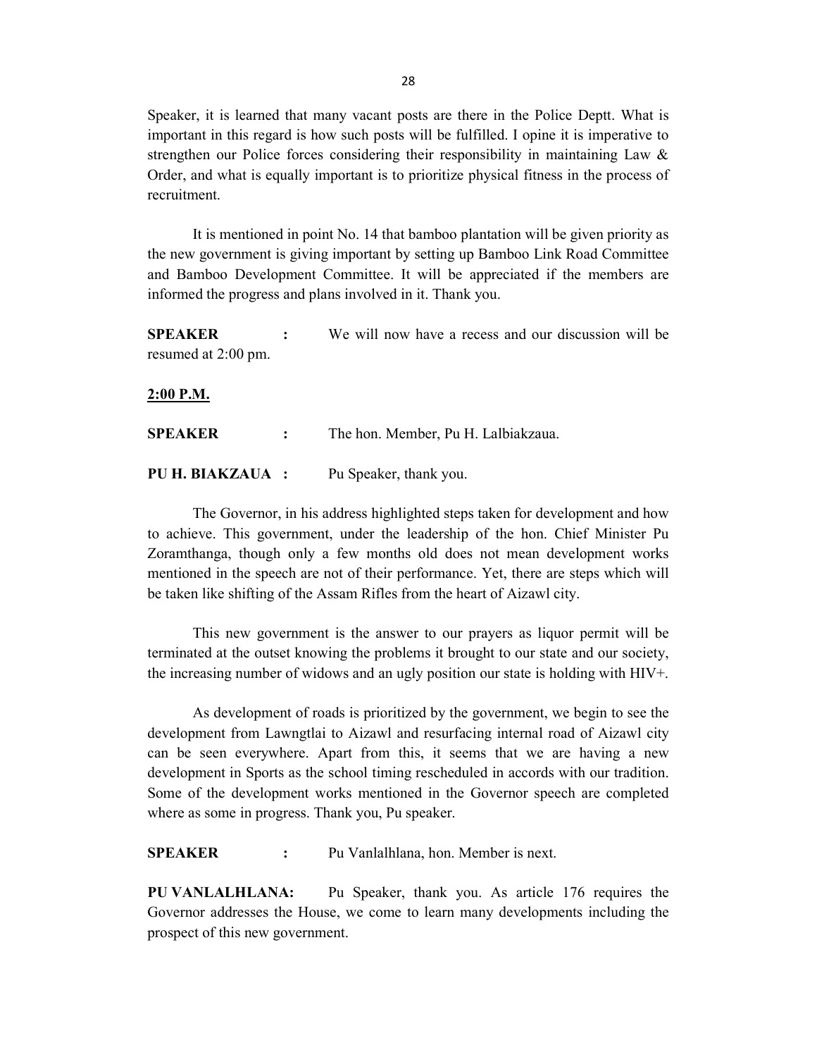Speaker, it is learned that many vacant posts are there in the Police Deptt. What is important in this regard is how such posts will be fulfilled. I opine it is imperative to strengthen our Police forces considering their responsibility in maintaining Law & Order, and what is equally important is to prioritize physical fitness in the process of recruitment.

It is mentioned in point No. 14 that bamboo plantation will be given priority as the new government is giving important by setting up Bamboo Link Road Committee and Bamboo Development Committee. It will be appreciated if the members are informed the progress and plans involved in it. Thank you.

**SPEAKER :** We will now have a recess and our discussion will be resumed at 2:00 pm.

**2:00 P.M.**

**SPEAKER :** The hon. Member, Pu H. Lalbiakzaua.

**PU H. BIAKZAUA :** Pu Speaker, thank you.

The Governor, in his address highlighted steps taken for development and how to achieve. This government, under the leadership of the hon. Chief Minister Pu Zoramthanga, though only a few months old does not mean development works mentioned in the speech are not of their performance. Yet, there are steps which will be taken like shifting of the Assam Rifles from the heart of Aizawl city.

This new government is the answer to our prayers as liquor permit will be terminated at the outset knowing the problems it brought to our state and our society, the increasing number of widows and an ugly position our state is holding with HIV+.

As development of roads is prioritized by the government, we begin to see the development from Lawngtlai to Aizawl and resurfacing internal road of Aizawl city can be seen everywhere. Apart from this, it seems that we are having a new development in Sports as the school timing rescheduled in accords with our tradition. Some of the development works mentioned in the Governor speech are completed where as some in progress. Thank you, Pu speaker.

**SPEAKER :** Pu Vanlalhlana, hon. Member is next.

**PU VANLALHLANA:** Pu Speaker, thank you. As article 176 requires the Governor addresses the House, we come to learn many developments including the prospect of this new government.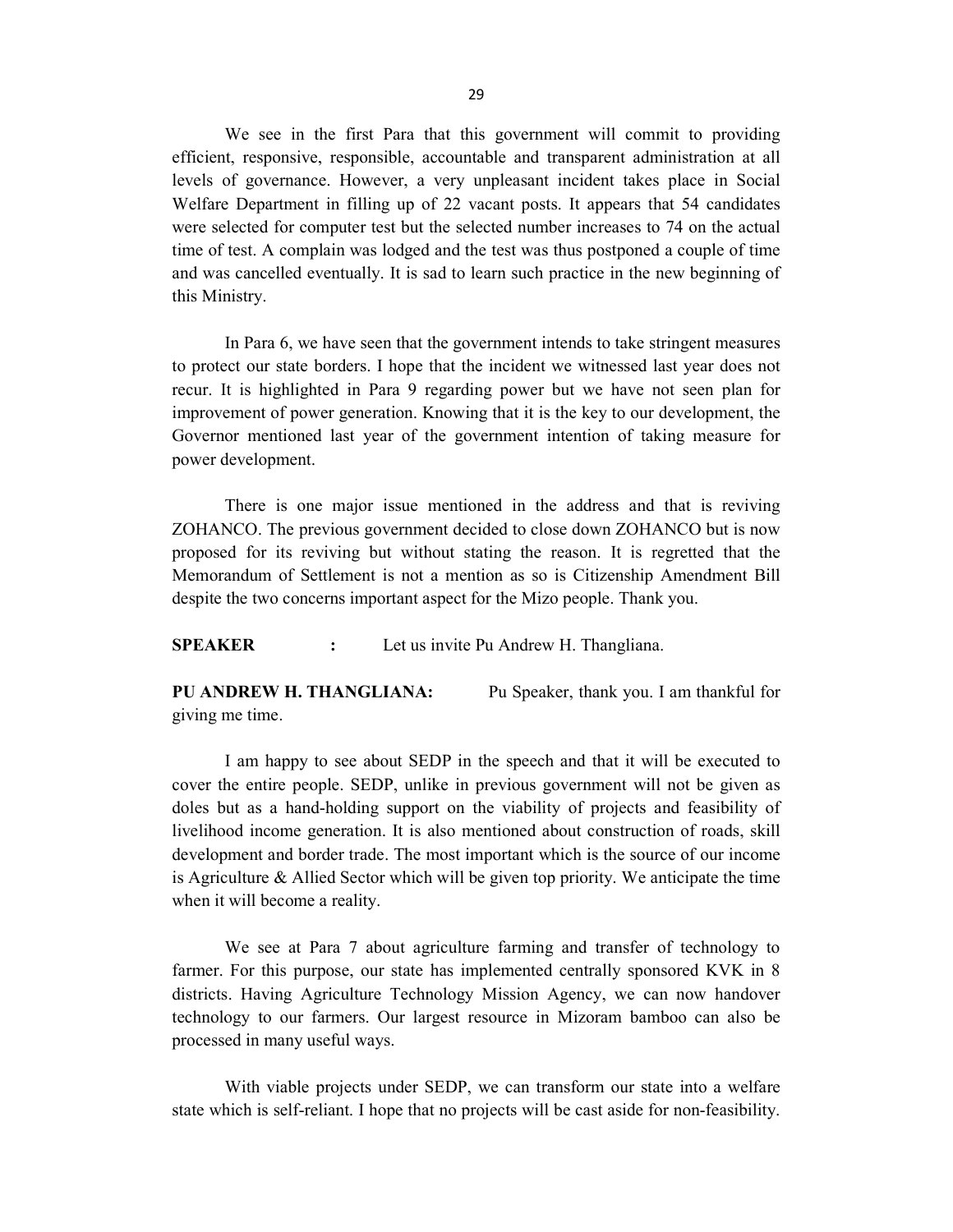We see in the first Para that this government will commit to providing efficient, responsive, responsible, accountable and transparent administration at all levels of governance. However, a very unpleasant incident takes place in Social Welfare Department in filling up of 22 vacant posts. It appears that 54 candidates were selected for computer test but the selected number increases to 74 on the actual time of test. A complain was lodged and the test was thus postponed a couple of time and was cancelled eventually. It is sad to learn such practice in the new beginning of this Ministry.

In Para 6, we have seen that the government intends to take stringent measures to protect our state borders. I hope that the incident we witnessed last year does not recur. It is highlighted in Para 9 regarding power but we have not seen plan for improvement of power generation. Knowing that it is the key to our development, the Governor mentioned last year of the government intention of taking measure for power development.

There is one major issue mentioned in the address and that is reviving ZOHANCO. The previous government decided to close down ZOHANCO but is now proposed for its reviving but without stating the reason. It is regretted that the Memorandum of Settlement is not a mention as so is Citizenship Amendment Bill despite the two concerns important aspect for the Mizo people. Thank you.

**SPEAKER :** Let us invite Pu Andrew H. Thangliana.

**PU ANDREW H. THANGLIANA:** Pu Speaker, thank you. I am thankful for giving me time.

I am happy to see about SEDP in the speech and that it will be executed to cover the entire people. SEDP, unlike in previous government will not be given as doles but as a hand-holding support on the viability of projects and feasibility of livelihood income generation. It is also mentioned about construction of roads, skill development and border trade. The most important which is the source of our income is Agriculture & Allied Sector which will be given top priority. We anticipate the time when it will become a reality.

We see at Para 7 about agriculture farming and transfer of technology to farmer. For this purpose, our state has implemented centrally sponsored KVK in 8 districts. Having Agriculture Technology Mission Agency, we can now handover technology to our farmers. Our largest resource in Mizoram bamboo can also be processed in many useful ways.

With viable projects under SEDP, we can transform our state into a welfare state which is self-reliant. I hope that no projects will be cast aside for non-feasibility.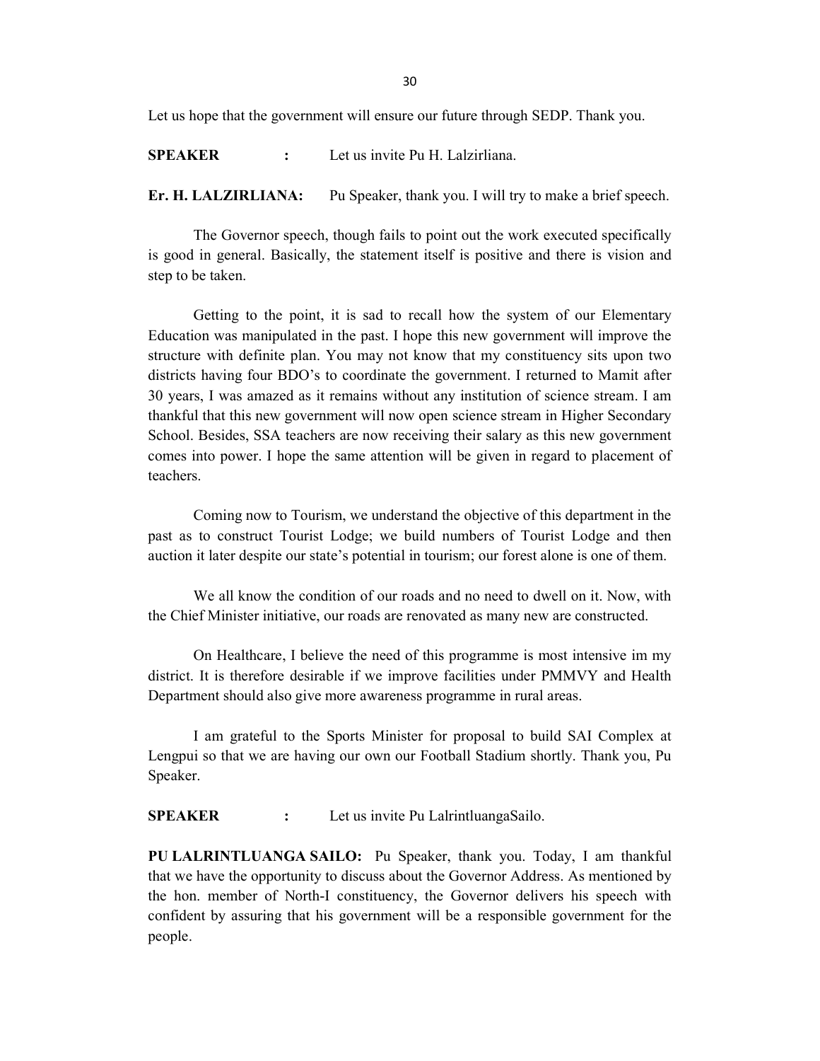Let us hope that the government will ensure our future through SEDP. Thank you.

**SPEAKER** : Let us invite Pu H. Lalzirliana.

**Er. H. LALZIRLIANA:** Pu Speaker, thank you. I will try to make a brief speech.

The Governor speech, though fails to point out the work executed specifically is good in general. Basically, the statement itself is positive and there is vision and step to be taken.

Getting to the point, it is sad to recall how the system of our Elementary Education was manipulated in the past. I hope this new government will improve the structure with definite plan. You may not know that my constituency sits upon two districts having four BDO's to coordinate the government. I returned to Mamit after 30 years, I was amazed as it remains without any institution of science stream. I am thankful that this new government will now open science stream in Higher Secondary School. Besides, SSA teachers are now receiving their salary as this new government comes into power. I hope the same attention will be given in regard to placement of teachers.

Coming now to Tourism, we understand the objective of this department in the past as to construct Tourist Lodge; we build numbers of Tourist Lodge and then auction it later despite our state's potential in tourism; our forest alone is one of them.

We all know the condition of our roads and no need to dwell on it. Now, with the Chief Minister initiative, our roads are renovated as many new are constructed.

On Healthcare, I believe the need of this programme is most intensive im my district. It is therefore desirable if we improve facilities under PMMVY and Health Department should also give more awareness programme in rural areas.

I am grateful to the Sports Minister for proposal to build SAI Complex at Lengpui so that we are having our own our Football Stadium shortly. Thank you, Pu Speaker.

**SPEAKER** : Let us invite Pu LalrintluangaSailo.

**PU LALRINTLUANGA SAILO:** Pu Speaker, thank you. Today, I am thankful that we have the opportunity to discuss about the Governor Address. As mentioned by the hon. member of North-I constituency, the Governor delivers his speech with confident by assuring that his government will be a responsible government for the people.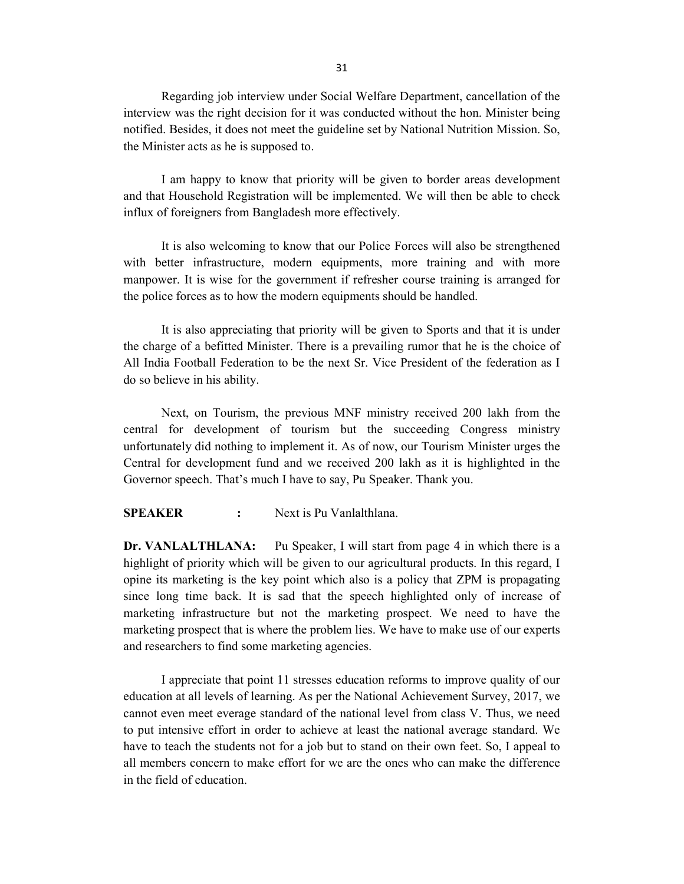Regarding job interview under Social Welfare Department, cancellation of the interview was the right decision for it was conducted without the hon. Minister being notified. Besides, it does not meet the guideline set by National Nutrition Mission. So, the Minister acts as he is supposed to.

I am happy to know that priority will be given to border areas development and that Household Registration will be implemented. We will then be able to check influx of foreigners from Bangladesh more effectively.

It is also welcoming to know that our Police Forces will also be strengthened with better infrastructure, modern equipments, more training and with more manpower. It is wise for the government if refresher course training is arranged for the police forces as to how the modern equipments should be handled.

It is also appreciating that priority will be given to Sports and that it is under the charge of a befitted Minister. There is a prevailing rumor that he is the choice of All India Football Federation to be the next Sr. Vice President of the federation as I do so believe in his ability.

Next, on Tourism, the previous MNF ministry received 200 lakh from the central for development of tourism but the succeeding Congress ministry unfortunately did nothing to implement it. As of now, our Tourism Minister urges the Central for development fund and we received 200 lakh as it is highlighted in the Governor speech. That's much I have to say, Pu Speaker. Thank you.

**SPEAKER** **:** Next is Pu Vanlalthlana.

**Dr. VANLALTHLANA:** Pu Speaker, I will start from page 4 in which there is a highlight of priority which will be given to our agricultural products. In this regard, I opine its marketing is the key point which also is a policy that ZPM is propagating since long time back. It is sad that the speech highlighted only of increase of marketing infrastructure but not the marketing prospect. We need to have the marketing prospect that is where the problem lies. We have to make use of our experts and researchers to find some marketing agencies.

I appreciate that point 11 stresses education reforms to improve quality of our education at all levels of learning. As per the National Achievement Survey, 2017, we cannot even meet everage standard of the national level from class V. Thus, we need to put intensive effort in order to achieve at least the national average standard. We have to teach the students not for a job but to stand on their own feet. So, I appeal to all members concern to make effort for we are the ones who can make the difference in the field of education.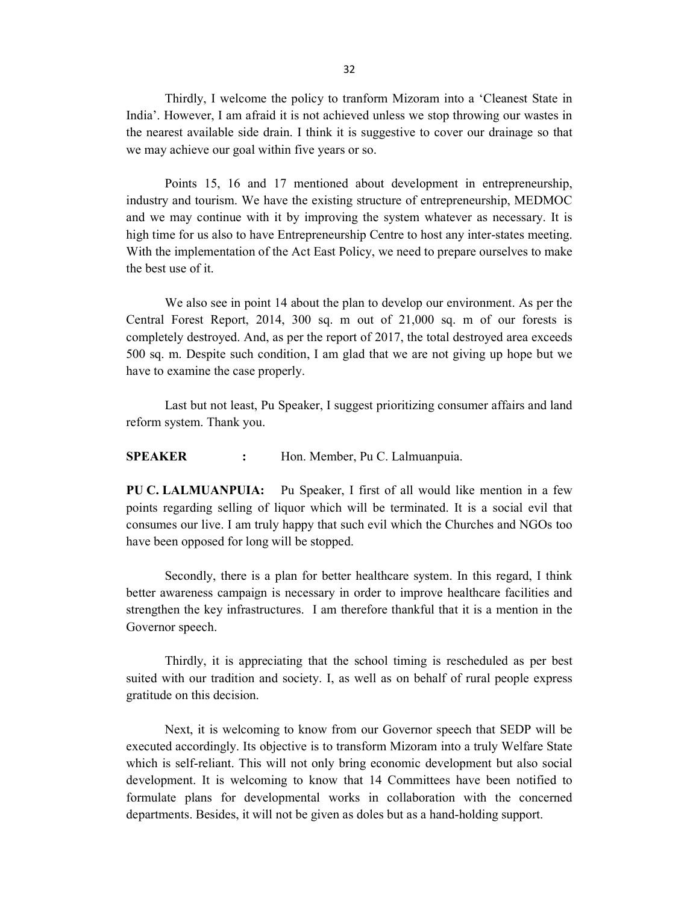Thirdly, I welcome the policy to tranform Mizoram into a 'Cleanest State in India'. However, I am afraid it is not achieved unless we stop throwing our wastes in the nearest available side drain. I think it is suggestive to cover our drainage so that we may achieve our goal within five years or so.

Points 15, 16 and 17 mentioned about development in entrepreneurship, industry and tourism. We have the existing structure of entrepreneurship, MEDMOC and we may continue with it by improving the system whatever as necessary. It is high time for us also to have Entrepreneurship Centre to host any inter-states meeting. With the implementation of the Act East Policy, we need to prepare ourselves to make the best use of it.

We also see in point 14 about the plan to develop our environment. As per the Central Forest Report, 2014, 300 sq. m out of 21,000 sq. m of our forests is completely destroyed. And, as per the report of 2017, the total destroyed area exceeds 500 sq. m. Despite such condition, I am glad that we are not giving up hope but we have to examine the case properly.

Last but not least, Pu Speaker, I suggest prioritizing consumer affairs and land reform system. Thank you.

**SPEAKER :** Hon. Member, Pu C. Lalmuanpuia.

**PU C. LALMUANPUIA:** Pu Speaker, I first of all would like mention in a few points regarding selling of liquor which will be terminated. It is a social evil that consumes our live. I am truly happy that such evil which the Churches and NGOs too have been opposed for long will be stopped.

Secondly, there is a plan for better healthcare system. In this regard, I think better awareness campaign is necessary in order to improve healthcare facilities and strengthen the key infrastructures. I am therefore thankful that it is a mention in the Governor speech.

Thirdly, it is appreciating that the school timing is rescheduled as per best suited with our tradition and society. I, as well as on behalf of rural people express gratitude on this decision.

Next, it is welcoming to know from our Governor speech that SEDP will be executed accordingly. Its objective is to transform Mizoram into a truly Welfare State which is self-reliant. This will not only bring economic development but also social development. It is welcoming to know that 14 Committees have been notified to formulate plans for developmental works in collaboration with the concerned departments. Besides, it will not be given as doles but as a hand-holding support.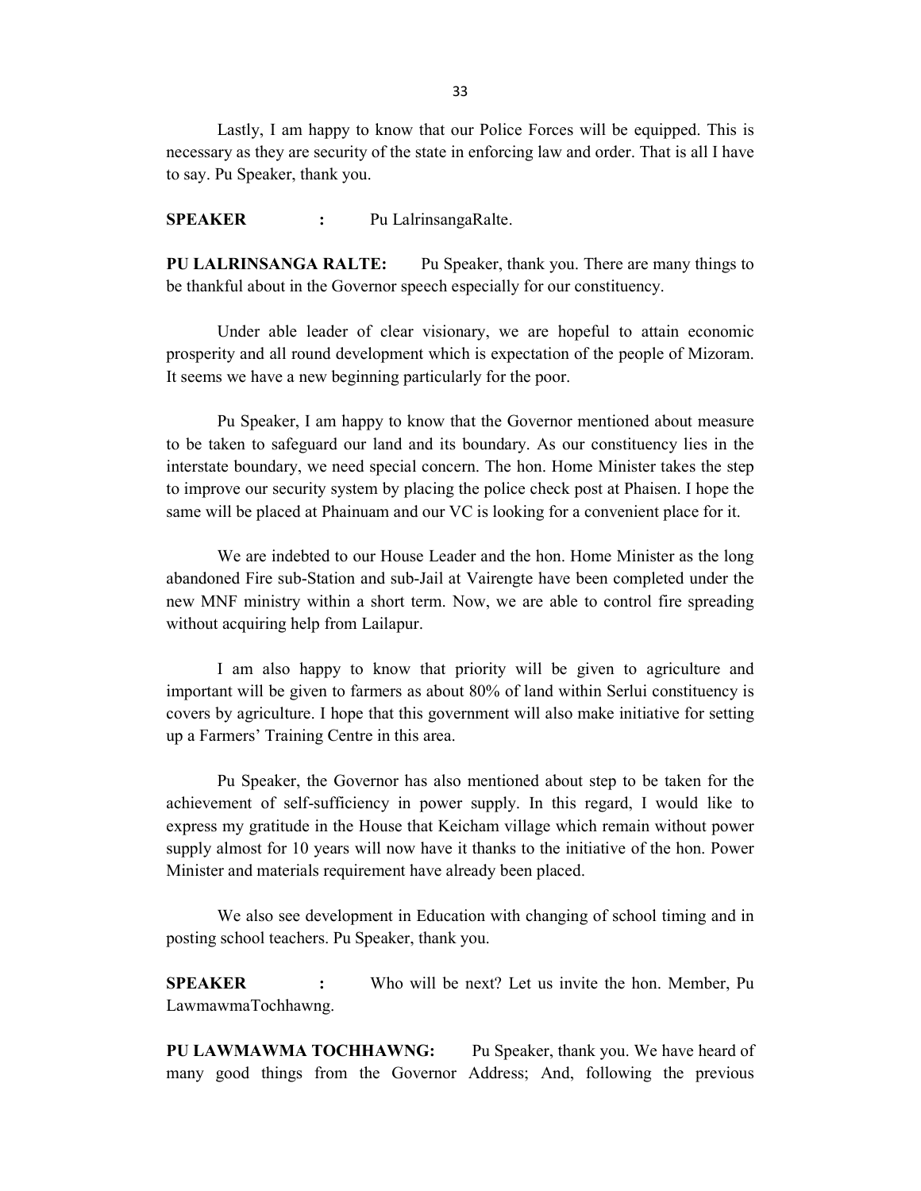Lastly, I am happy to know that our Police Forces will be equipped. This is necessary as they are security of the state in enforcing law and order. That is all I have to say. Pu Speaker, thank you.

**SPEAKER :** Pu LalrinsangaRalte.

**PU LALRINSANGA RALTE:** Pu Speaker, thank you. There are many things to be thankful about in the Governor speech especially for our constituency.

Under able leader of clear visionary, we are hopeful to attain economic prosperity and all round development which is expectation of the people of Mizoram. It seems we have a new beginning particularly for the poor.

Pu Speaker, I am happy to know that the Governor mentioned about measure to be taken to safeguard our land and its boundary. As our constituency lies in the interstate boundary, we need special concern. The hon. Home Minister takes the step to improve our security system by placing the police check post at Phaisen. I hope the same will be placed at Phainuam and our VC is looking for a convenient place for it.

We are indebted to our House Leader and the hon. Home Minister as the long abandoned Fire sub-Station and sub-Jail at Vairengte have been completed under the new MNF ministry within a short term. Now, we are able to control fire spreading without acquiring help from Lailapur.

I am also happy to know that priority will be given to agriculture and important will be given to farmers as about 80% of land within Serlui constituency is covers by agriculture. I hope that this government will also make initiative for setting up a Farmers' Training Centre in this area.

Pu Speaker, the Governor has also mentioned about step to be taken for the achievement of self-sufficiency in power supply. In this regard, I would like to express my gratitude in the House that Keicham village which remain without power supply almost for 10 years will now have it thanks to the initiative of the hon. Power Minister and materials requirement have already been placed.

We also see development in Education with changing of school timing and in posting school teachers. Pu Speaker, thank you.

**SPEAKER :** Who will be next? Let us invite the hon. Member, Pu LawmawmaTochhawng.

**PU LAWMAWMA TOCHHAWNG:** Pu Speaker, thank you. We have heard of many good things from the Governor Address; And, following the previous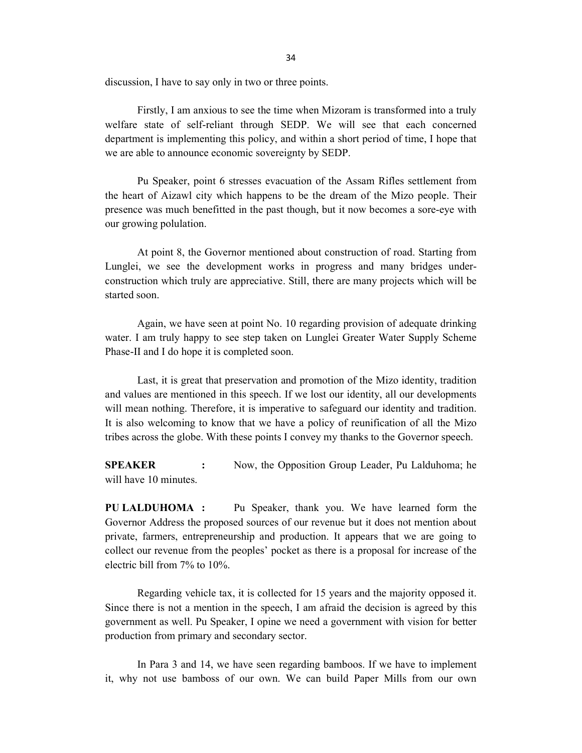discussion, I have to say only in two or three points.

Firstly, I am anxious to see the time when Mizoram is transformed into a truly welfare state of self-reliant through SEDP. We will see that each concerned department is implementing this policy, and within a short period of time, I hope that we are able to announce economic sovereignty by SEDP.

Pu Speaker, point 6 stresses evacuation of the Assam Rifles settlement from the heart of Aizawl city which happens to be the dream of the Mizo people. Their presence was much benefitted in the past though, but it now becomes a sore-eye with our growing polulation.

At point 8, the Governor mentioned about construction of road. Starting from Lunglei, we see the development works in progress and many bridges under-construction which truly are appreciative. Still, there are many projects which will be started soon.

Again, we have seen at point No. 10 regarding provision of adequate drinking water. I am truly happy to see step taken on Lunglei Greater Water Supply Scheme Phase-II and I do hope it is completed soon.

Last, it is great that preservation and promotion of the Mizo identity, tradition and values are mentioned in this speech. If we lost our identity, all our developments will mean nothing. Therefore, it is imperative to safeguard our identity and tradition. It is also welcoming to know that we have a policy of reunification of all the Mizo tribes across the globe. With these points I convey my thanks to the Governor speech.

**SPEAKER :** Now, the Opposition Group Leader, Pu Lalduhoma; he will have 10 minutes.

**PU LALDUHOMA :** Pu Speaker, thank you. We have learned form the Governor Address the proposed sources of our revenue but it does not mention about private, farmers, entrepreneurship and production. It appears that we are going to collect our revenue from the peoples' pocket as there is a proposal for increase of the electric bill from 7% to 10%.

Regarding vehicle tax, it is collected for 15 years and the majority opposed it. Since there is not a mention in the speech, I am afraid the decision is agreed by this government as well. Pu Speaker, I opine we need a government with vision for better production from primary and secondary sector.

In Para 3 and 14, we have seen regarding bamboos. If we have to implement it, why not use bamboss of our own. We can build Paper Mills from our own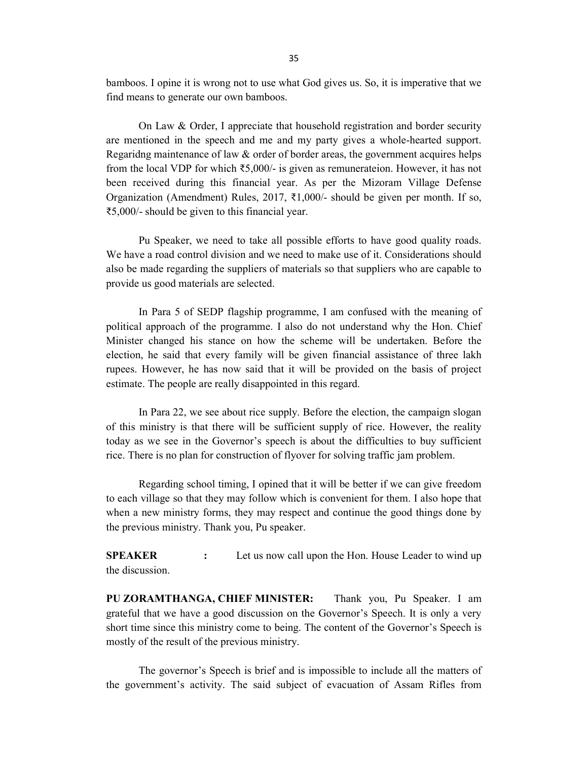bamboos. I opine it is wrong not to use what God gives us. So, it is imperative that we find means to generate our own bamboos.

On Law & Order, I appreciate that household registration and border security are mentioned in the speech and me and my party gives a whole-hearted support. Regaridng maintenance of law & order of border areas, the government acquires helps from the local VDP for which ₹5,000/- is given as remunerateion. However, it has not been received during this financial year. As per the Mizoram Village Defense Organization (Amendment) Rules, 2017, ₹1,000/- should be given per month. If so, ₹5,000/- should be given to this financial year.

Pu Speaker, we need to take all possible efforts to have good quality roads. We have a road control division and we need to make use of it. Considerations should also be made regarding the suppliers of materials so that suppliers who are capable to provide us good materials are selected.

In Para 5 of SEDP flagship programme, I am confused with the meaning of political approach of the programme. I also do not understand why the Hon. Chief Minister changed his stance on how the scheme will be undertaken. Before the election, he said that every family will be given financial assistance of three lakh rupees. However, he has now said that it will be provided on the basis of project estimate. The people are really disappointed in this regard.

In Para 22, we see about rice supply. Before the election, the campaign slogan of this ministry is that there will be sufficient supply of rice. However, the reality today as we see in the Governor's speech is about the difficulties to buy sufficient rice. There is no plan for construction of flyover for solving traffic jam problem.

Regarding school timing, I opined that it will be better if we can give freedom to each village so that they may follow which is convenient for them. I also hope that when a new ministry forms, they may respect and continue the good things done by the previous ministry. Thank you, Pu speaker.

**SPEAKER** : Let us now call upon the Hon. House Leader to wind up the discussion.

**PU ZORAMTHANGA, CHIEF MINISTER:** Thank you, Pu Speaker. I am grateful that we have a good discussion on the Governor's Speech. It is only a very short time since this ministry come to being. The content of the Governor's Speech is mostly of the result of the previous ministry.

The governor's Speech is brief and is impossible to include all the matters of the government's activity. The said subject of evacuation of Assam Rifles from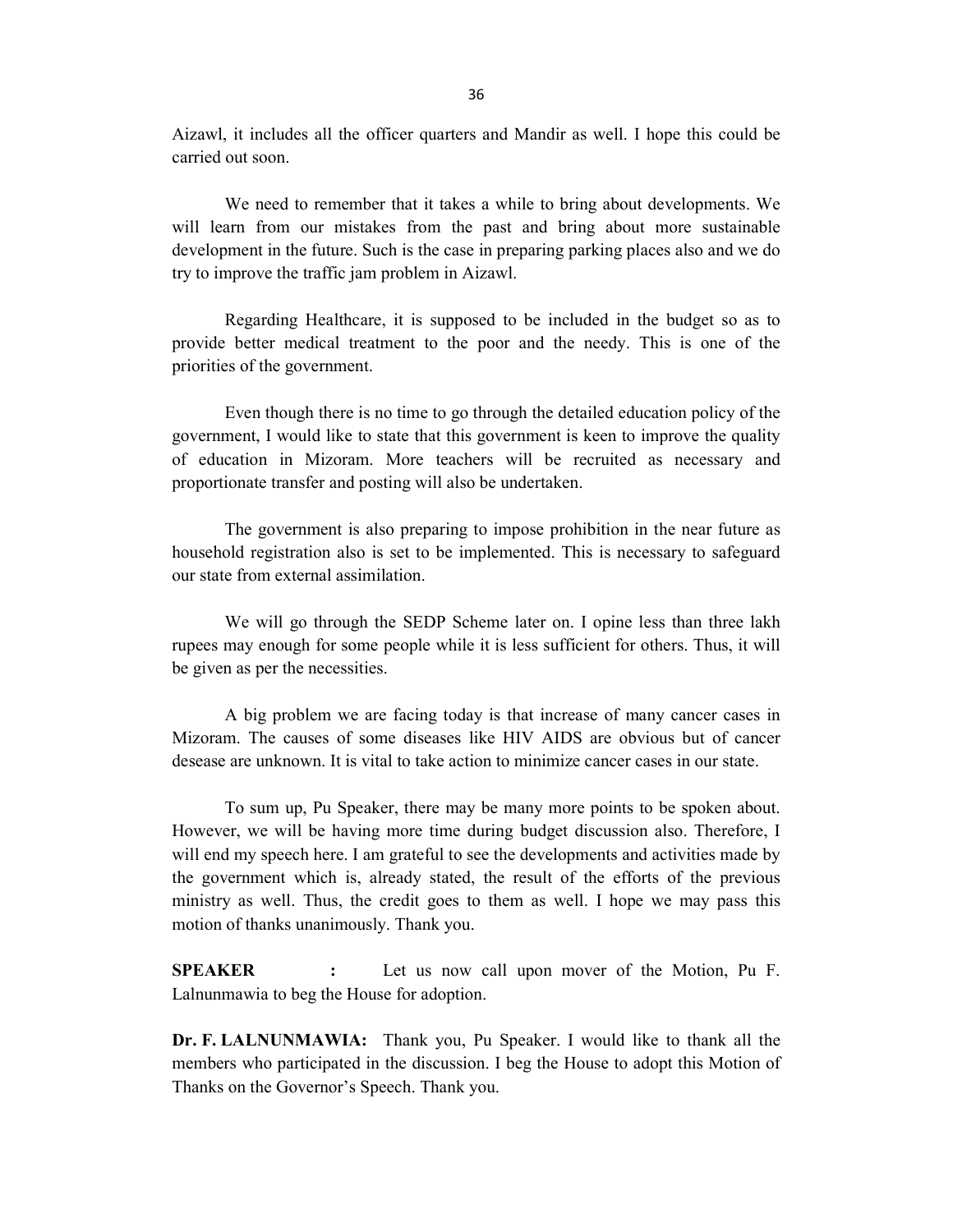Aizawl, it includes all the officer quarters and Mandir as well. I hope this could be carried out soon.

We need to remember that it takes a while to bring about developments. We will learn from our mistakes from the past and bring about more sustainable development in the future. Such is the case in preparing parking places also and we do try to improve the traffic jam problem in Aizawl.

Regarding Healthcare, it is supposed to be included in the budget so as to provide better medical treatment to the poor and the needy. This is one of the priorities of the government.

Even though there is no time to go through the detailed education policy of the government, I would like to state that this government is keen to improve the quality of education in Mizoram. More teachers will be recruited as necessary and proportionate transfer and posting will also be undertaken.

The government is also preparing to impose prohibition in the near future as household registration also is set to be implemented. This is necessary to safeguard our state from external assimilation.

We will go through the SEDP Scheme later on. I opine less than three lakh rupees may enough for some people while it is less sufficient for others. Thus, it will be given as per the necessities.

A big problem we are facing today is that increase of many cancer cases in Mizoram. The causes of some diseases like HIV AIDS are obvious but of cancer desease are unknown. It is vital to take action to minimize cancer cases in our state.

To sum up, Pu Speaker, there may be many more points to be spoken about. However, we will be having more time during budget discussion also. Therefore, I will end my speech here. I am grateful to see the developments and activities made by the government which is, already stated, the result of the efforts of the previous ministry as well. Thus, the credit goes to them as well. I hope we may pass this motion of thanks unanimously. Thank you.

**SPEAKER :** Let us now call upon mover of the Motion, Pu F. Lalnunmawia to beg the House for adoption.

**Dr. F. LALNUNMAWIA:** Thank you, Pu Speaker. I would like to thank all the members who participated in the discussion. I beg the House to adopt this Motion of Thanks on the Governor's Speech. Thank you.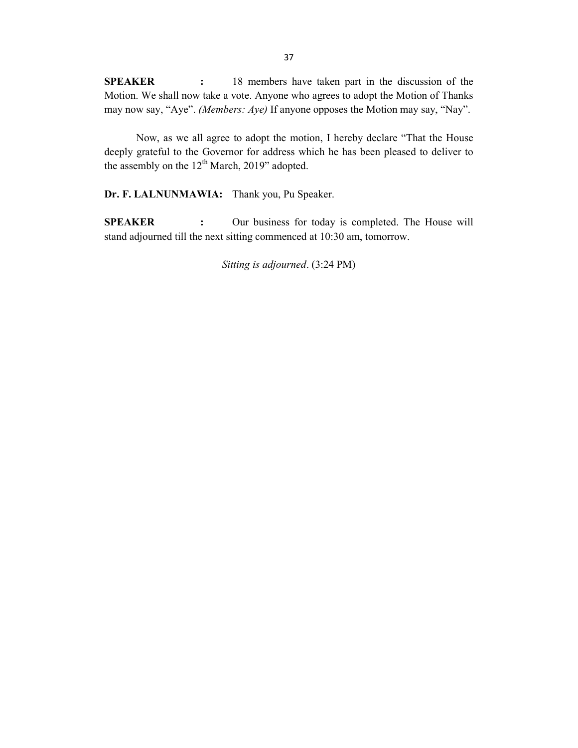**SPEAKER :** 18 members have taken part in the discussion of the Motion. We shall now take a vote. Anyone who agrees to adopt the Motion of Thanks may now say, "Aye". *(Members: Aye)* If anyone opposes the Motion may say, "Nay".

Now, as we all agree to adopt the motion, I hereby declare "That the House deeply grateful to the Governor for address which he has been pleased to deliver to the assembly on the 12th March, 2019" adopted.

**Dr. F. LALNUNMAWIA:** Thank you, Pu Speaker.

**SPEAKER :** Our business for today is completed. The House will stand adjourned till the next sitting commenced at 10:30 am, tomorrow.

*Sitting is adjourned*. (3:24 PM)